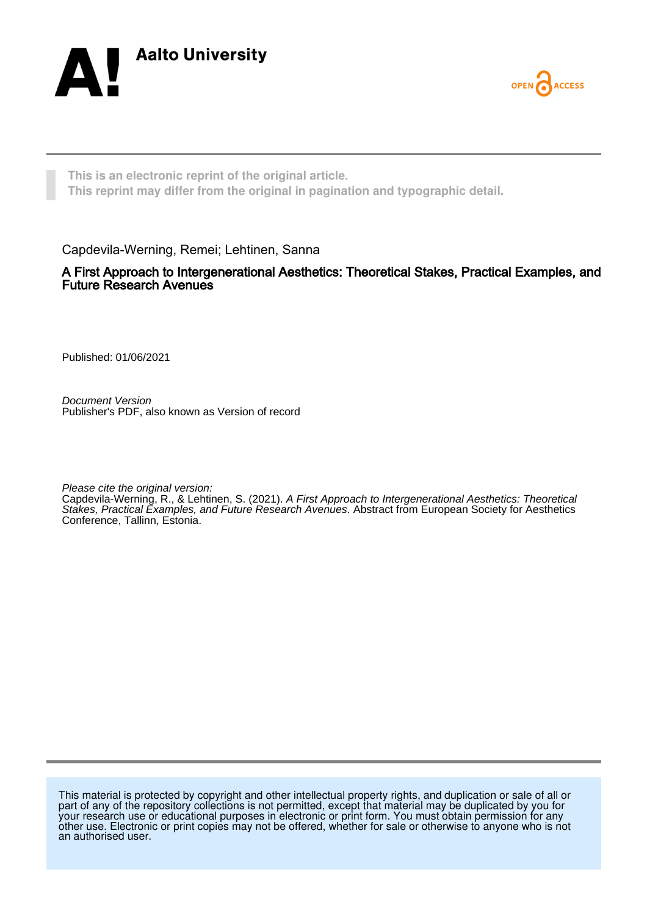Aalto University

OPEN ACCESS

**This is an electronic reprint of the original article.**
**This reprint may differ from the original in pagination and typographic detail.**

Capdevila-Werning, Remei; Lehtinen, Sanna

# A First Approach to Intergenerational Aesthetics: Theoretical Stakes, Practical Examples, and Future Research Avenues

Published: 01/06/2021

*Document Version*
Publisher's PDF, also known as Version of record

*Please cite the original version:*
Capdevila-Werning, R., & Lehtinen, S. (2021). *A First Approach to Intergenerational Aesthetics: Theoretical Stakes, Practical Examples, and Future Research Avenues*. Abstract from European Society for Aesthetics Conference, Tallinn, Estonia.

This material is protected by copyright and other intellectual property rights, and duplication or sale of all or part of any of the repository collections is not permitted, except that material may be duplicated by you for your research use or educational purposes in electronic or print form. You must obtain permission for any other use. Electronic or print copies may not be offered, whether for sale or otherwise to anyone who is not an authorised user.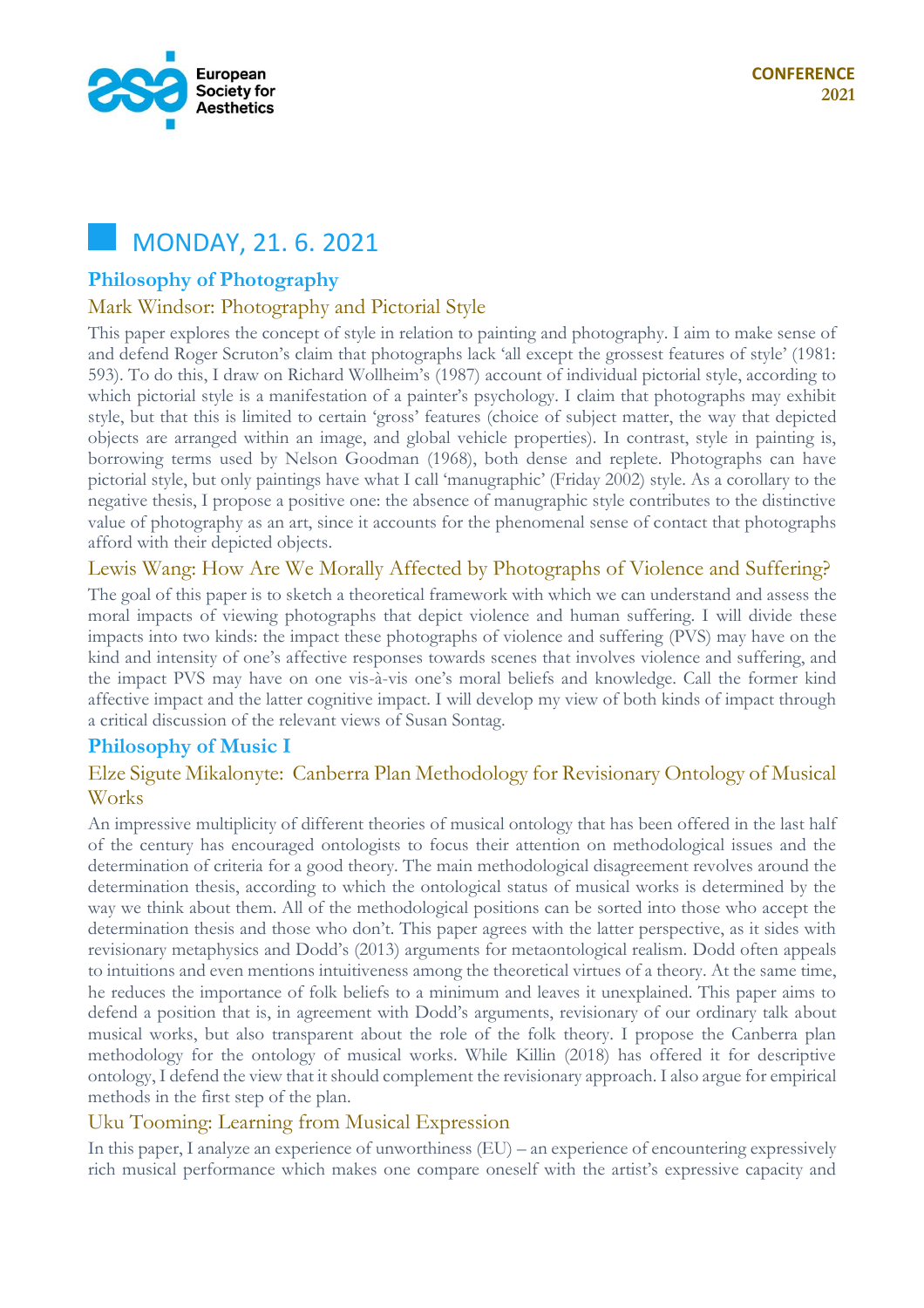## MONDAY, 21. 6. 2021

### Philosophy of Photography

#### Mark Windsor: Photography and Pictorial Style

This paper explores the concept of style in relation to painting and photography. I aim to make sense of and defend Roger Scruton's claim that photographs lack 'all except the grossest features of style' (1981: 593). To do this, I draw on Richard Wollheim's (1987) account of individual pictorial style, according to which pictorial style is a manifestation of a painter's psychology. I claim that photographs may exhibit style, but that this is limited to certain 'gross' features (choice of subject matter, the way that depicted objects are arranged within an image, and global vehicle properties). In contrast, style in painting is, borrowing terms used by Nelson Goodman (1968), both dense and replete. Photographs can have pictorial style, but only paintings have what I call 'manugraphic' (Friday 2002) style. As a corollary to the negative thesis, I propose a positive one: the absence of manugraphic style contributes to the distinctive value of photography as an art, since it accounts for the phenomenal sense of contact that photographs afford with their depicted objects.

#### Lewis Wang: How Are We Morally Affected by Photographs of Violence and Suffering?

The goal of this paper is to sketch a theoretical framework with which we can understand and assess the moral impacts of viewing photographs that depict violence and human suffering. I will divide these impacts into two kinds: the impact these photographs of violence and suffering (PVS) may have on the kind and intensity of one's affective responses towards scenes that involves violence and suffering, and the impact PVS may have on one vis-à-vis one's moral beliefs and knowledge. Call the former kind affective impact and the latter cognitive impact. I will develop my view of both kinds of impact through a critical discussion of the relevant views of Susan Sontag.

### Philosophy of Music I

#### Elze Sigute Mikalonyte: Canberra Plan Methodology for Revisionary Ontology of Musical Works

An impressive multiplicity of different theories of musical ontology that has been offered in the last half of the century has encouraged ontologists to focus their attention on methodological issues and the determination of criteria for a good theory. The main methodological disagreement revolves around the determination thesis, according to which the ontological status of musical works is determined by the way we think about them. All of the methodological positions can be sorted into those who accept the determination thesis and those who don't. This paper agrees with the latter perspective, as it sides with revisionary metaphysics and Dodd's (2013) arguments for metaontological realism. Dodd often appeals to intuitions and even mentions intuitiveness among the theoretical virtues of a theory. At the same time, he reduces the importance of folk beliefs to a minimum and leaves it unexplained. This paper aims to defend a position that is, in agreement with Dodd's arguments, revisionary of our ordinary talk about musical works, but also transparent about the role of the folk theory. I propose the Canberra plan methodology for the ontology of musical works. While Killin (2018) has offered it for descriptive ontology, I defend the view that it should complement the revisionary approach. I also argue for empirical methods in the first step of the plan.

#### Uku Tooming: Learning from Musical Expression

In this paper, I analyze an experience of unworthiness (EU) – an experience of encountering expressively rich musical performance which makes one compare oneself with the artist's expressive capacity and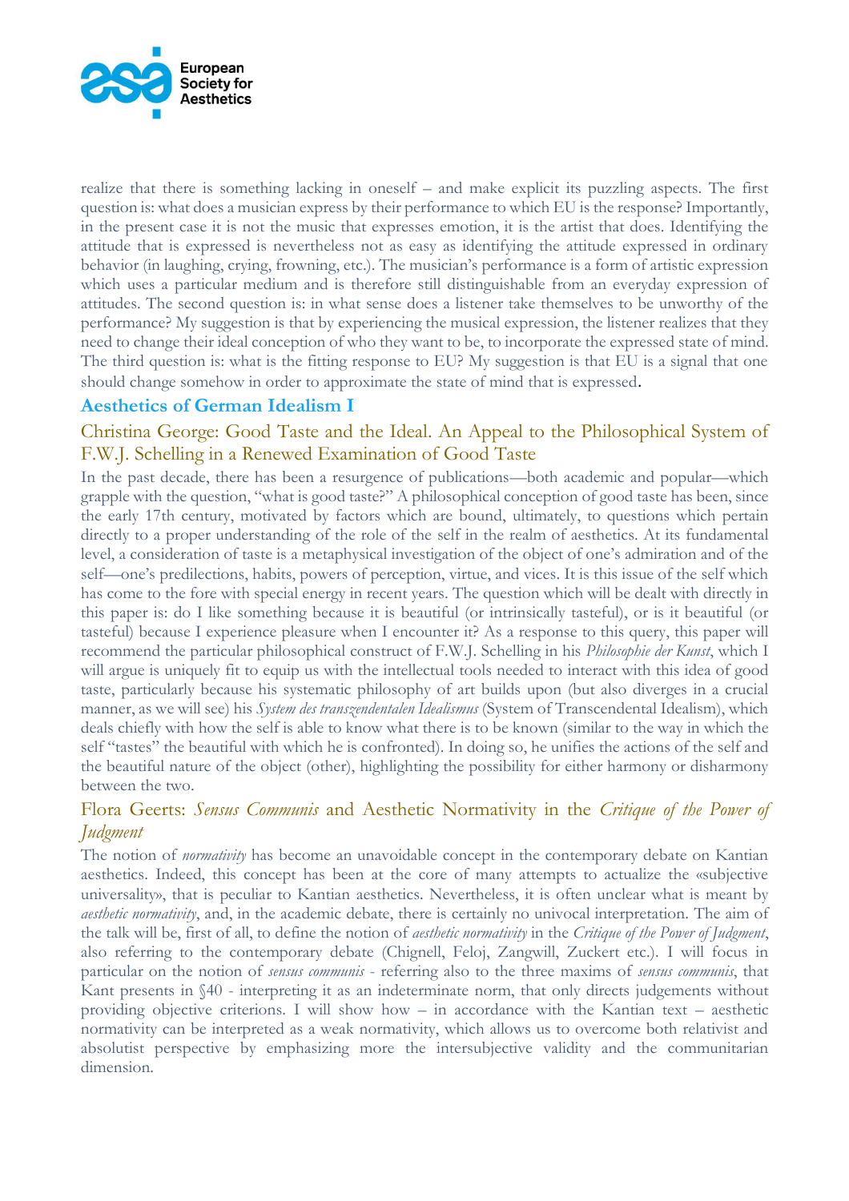realize that there is something lacking in oneself – and make explicit its puzzling aspects. The first question is: what does a musician express by their performance to which EU is the response? Importantly, in the present case it is not the music that expresses emotion, it is the artist that does. Identifying the attitude that is expressed is nevertheless not as easy as identifying the attitude expressed in ordinary behavior (in laughing, crying, frowning, etc.). The musician's performance is a form of artistic expression which uses a particular medium and is therefore still distinguishable from an everyday expression of attitudes. The second question is: in what sense does a listener take themselves to be unworthy of the performance? My suggestion is that by experiencing the musical expression, the listener realizes that they need to change their ideal conception of who they want to be, to incorporate the expressed state of mind. The third question is: what is the fitting response to EU? My suggestion is that EU is a signal that one should change somehow in order to approximate the state of mind that is expressed.

## Aesthetics of German Idealism I

### Christina George: Good Taste and the Ideal. An Appeal to the Philosophical System of F.W.J. Schelling in a Renewed Examination of Good Taste

In the past decade, there has been a resurgence of publications—both academic and popular—which grapple with the question, "what is good taste?" A philosophical conception of good taste has been, since the early 17th century, motivated by factors which are bound, ultimately, to questions which pertain directly to a proper understanding of the role of the self in the realm of aesthetics. At its fundamental level, a consideration of taste is a metaphysical investigation of the object of one's admiration and of the self—one's predilections, habits, powers of perception, virtue, and vices. It is this issue of the self which has come to the fore with special energy in recent years. The question which will be dealt with directly in this paper is: do I like something because it is beautiful (or intrinsically tasteful), or is it beautiful (or tasteful) because I experience pleasure when I encounter it? As a response to this query, this paper will recommend the particular philosophical construct of F.W.J. Schelling in his *Philosophie der Kunst*, which I will argue is uniquely fit to equip us with the intellectual tools needed to interact with this idea of good taste, particularly because his systematic philosophy of art builds upon (but also diverges in a crucial manner, as we will see) his *System des transzendentalen Idealismus* (System of Transcendental Idealism), which deals chiefly with how the self is able to know what there is to be known (similar to the way in which the self "tastes" the beautiful with which he is confronted). In doing so, he unifies the actions of the self and the beautiful nature of the object (other), highlighting the possibility for either harmony or disharmony between the two.

### Flora Geerts: *Sensus Communis* and Aesthetic Normativity in the *Critique of the Power of Judgment*

The notion of *normativity* has become an unavoidable concept in the contemporary debate on Kantian aesthetics. Indeed, this concept has been at the core of many attempts to actualize the «subjective universality», that is peculiar to Kantian aesthetics. Nevertheless, it is often unclear what is meant by *aesthetic normativity*, and, in the academic debate, there is certainly no univocal interpretation. The aim of the talk will be, first of all, to define the notion of *aesthetic normativity* in the *Critique of the Power of Judgment*, also referring to the contemporary debate (Chignell, Feloj, Zangwill, Zuckert etc.). I will focus in particular on the notion of *sensus communis* - referring also to the three maxims of *sensus communis*, that Kant presents in §40 - interpreting it as an indeterminate norm, that only directs judgements without providing objective criterions. I will show how – in accordance with the Kantian text – aesthetic normativity can be interpreted as a weak normativity, which allows us to overcome both relativist and absolutist perspective by emphasizing more the intersubjective validity and the communitarian dimension.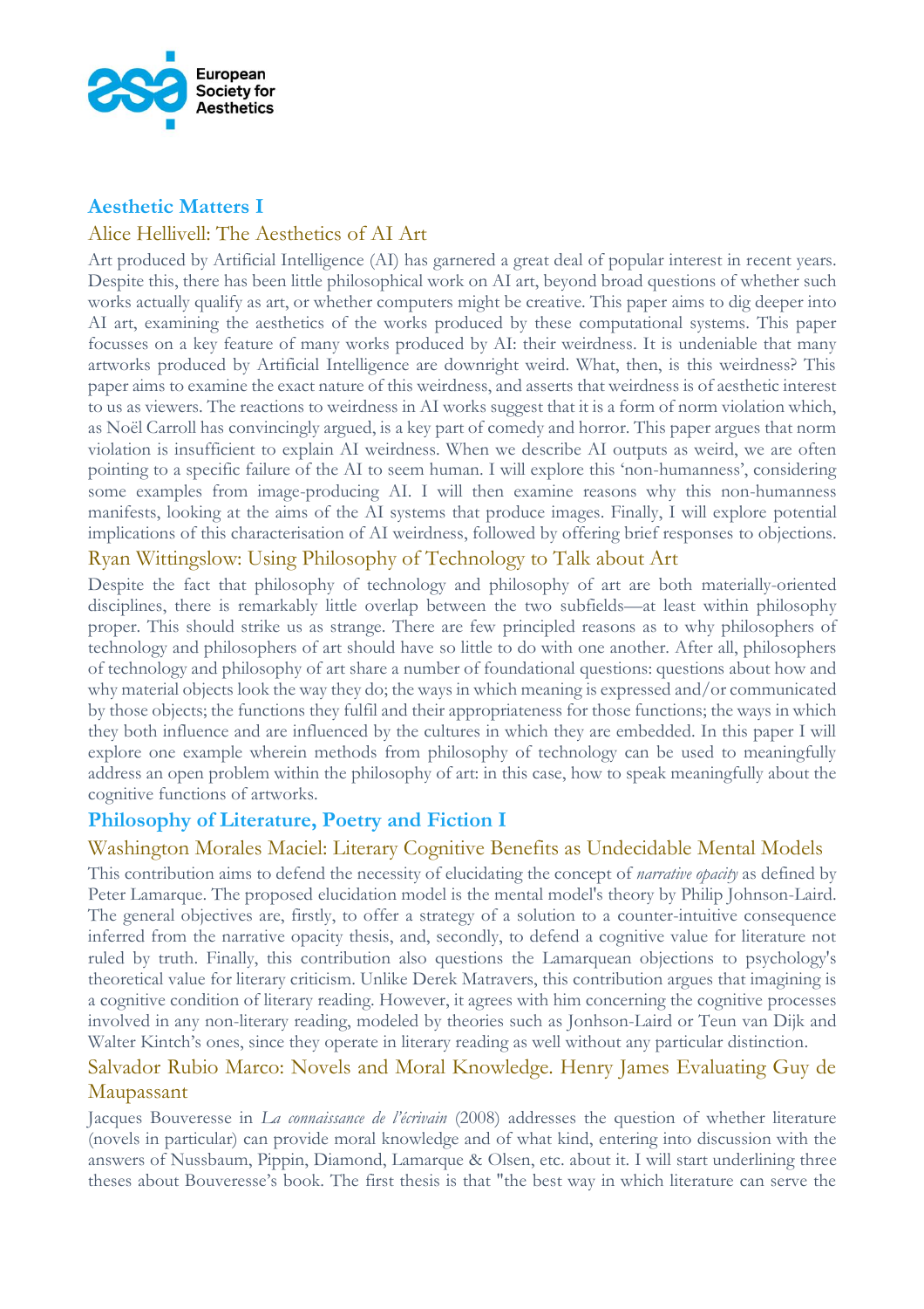## Aesthetic Matters I

### Alice Hellivell: The Aesthetics of AI Art

Art produced by Artificial Intelligence (AI) has garnered a great deal of popular interest in recent years. Despite this, there has been little philosophical work on AI art, beyond broad questions of whether such works actually qualify as art, or whether computers might be creative. This paper aims to dig deeper into AI art, examining the aesthetics of the works produced by these computational systems. This paper focusses on a key feature of many works produced by AI: their weirdness. It is undeniable that many artworks produced by Artificial Intelligence are downright weird. What, then, is this weirdness? This paper aims to examine the exact nature of this weirdness, and asserts that weirdness is of aesthetic interest to us as viewers. The reactions to weirdness in AI works suggest that it is a form of norm violation which, as Noël Carroll has convincingly argued, is a key part of comedy and horror. This paper argues that norm violation is insufficient to explain AI weirdness. When we describe AI outputs as weird, we are often pointing to a specific failure of the AI to seem human. I will explore this 'non-humanness', considering some examples from image-producing AI. I will then examine reasons why this non-humanness manifests, looking at the aims of the AI systems that produce images. Finally, I will explore potential implications of this characterisation of AI weirdness, followed by offering brief responses to objections.

### Ryan Wittingslow: Using Philosophy of Technology to Talk about Art

Despite the fact that philosophy of technology and philosophy of art are both materially-oriented disciplines, there is remarkably little overlap between the two subfields—at least within philosophy proper. This should strike us as strange. There are few principled reasons as to why philosophers of technology and philosophers of art should have so little to do with one another. After all, philosophers of technology and philosophy of art share a number of foundational questions: questions about how and why material objects look the way they do; the ways in which meaning is expressed and/or communicated by those objects; the functions they fulfil and their appropriateness for those functions; the ways in which they both influence and are influenced by the cultures in which they are embedded. In this paper I will explore one example wherein methods from philosophy of technology can be used to meaningfully address an open problem within the philosophy of art: in this case, how to speak meaningfully about the cognitive functions of artworks.

## Philosophy of Literature, Poetry and Fiction I

### Washington Morales Maciel: Literary Cognitive Benefits as Undecidable Mental Models

This contribution aims to defend the necessity of elucidating the concept of *narrative opacity* as defined by Peter Lamarque. The proposed elucidation model is the mental model's theory by Philip Johnson-Laird. The general objectives are, firstly, to offer a strategy of a solution to a counter-intuitive consequence inferred from the narrative opacity thesis, and, secondly, to defend a cognitive value for literature not ruled by truth. Finally, this contribution also questions the Lamarquean objections to psychology's theoretical value for literary criticism. Unlike Derek Matravers, this contribution argues that imagining is a cognitive condition of literary reading. However, it agrees with him concerning the cognitive processes involved in any non-literary reading, modeled by theories such as Jonhson-Laird or Teun van Dijk and Walter Kintch's ones, since they operate in literary reading as well without any particular distinction.

### Salvador Rubio Marco: Novels and Moral Knowledge. Henry James Evaluating Guy de Maupassant

Jacques Bouveresse in *La connaissance de l'écrivain* (2008) addresses the question of whether literature (novels in particular) can provide moral knowledge and of what kind, entering into discussion with the answers of Nussbaum, Pippin, Diamond, Lamarque & Olsen, etc. about it. I will start underlining three theses about Bouveresse's book. The first thesis is that "the best way in which literature can serve the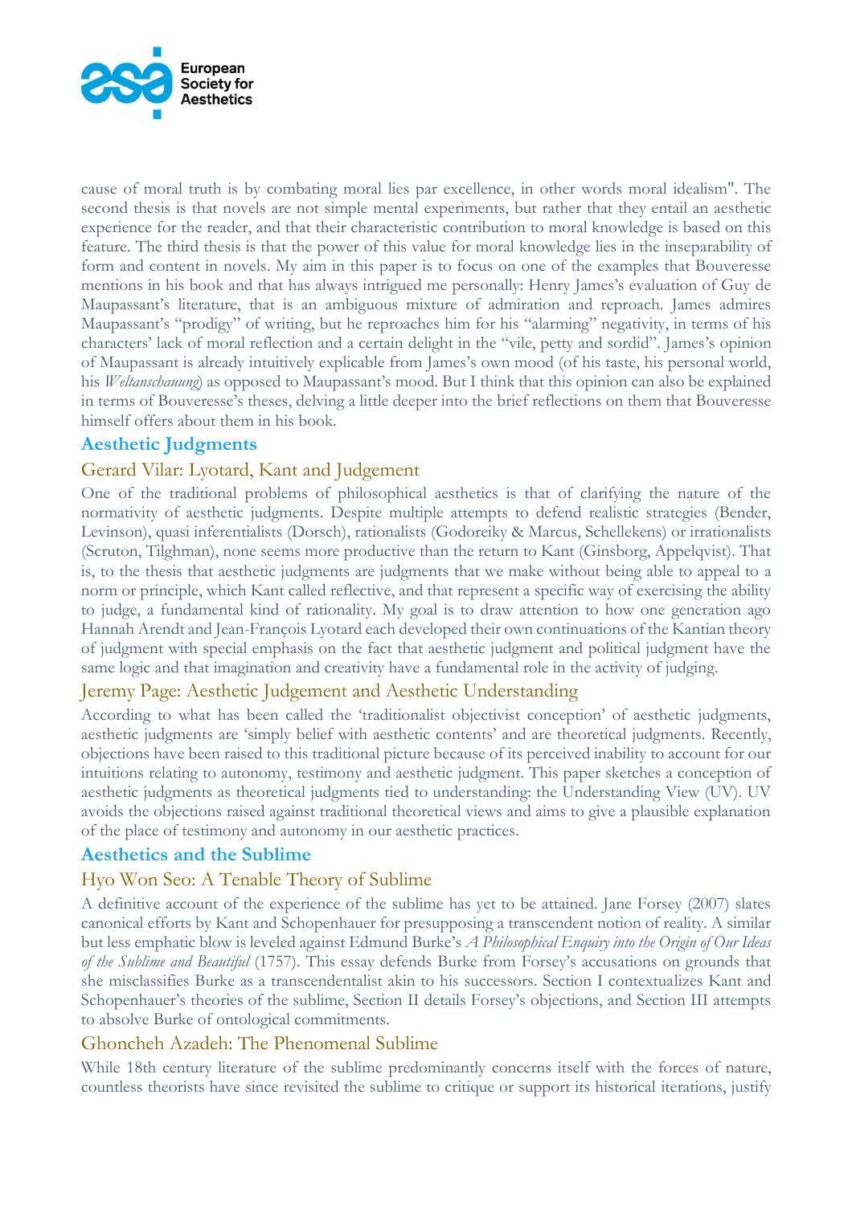cause of moral truth is by combating moral lies par excellence, in other words moral idealism". The second thesis is that novels are not simple mental experiments, but rather that they entail an aesthetic experience for the reader, and that their characteristic contribution to moral knowledge is based on this feature. The third thesis is that the power of this value for moral knowledge lies in the inseparability of form and content in novels. My aim in this paper is to focus on one of the examples that Bouveresse mentions in his book and that has always intrigued me personally: Henry James's evaluation of Guy de Maupassant's literature, that is an ambiguous mixture of admiration and reproach. James admires Maupassant's "prodigy" of writing, but he reproaches him for his "alarming" negativity, in terms of his characters' lack of moral reflection and a certain delight in the "vile, petty and sordid". James's opinion of Maupassant is already intuitively explicable from James's own mood (of his taste, his personal world, his *Weltanschauung*) as opposed to Maupassant's mood. But I think that this opinion can also be explained in terms of Bouveresse's theses, delving a little deeper into the brief reflections on them that Bouveresse himself offers about them in his book.

## Aesthetic Judgments

### Gerard Vilar: Lyotard, Kant and Judgement

One of the traditional problems of philosophical aesthetics is that of clarifying the nature of the normativity of aesthetic judgments. Despite multiple attempts to defend realistic strategies (Bender, Levinson), quasi inferentialists (Dorsch), rationalists (Godoreiky & Marcus, Schellekens) or irrationalists (Scruton, Tilghman), none seems more productive than the return to Kant (Ginsborg, Appelqvist). That is, to the thesis that aesthetic judgments are judgments that we make without being able to appeal to a norm or principle, which Kant called reflective, and that represent a specific way of exercising the ability to judge, a fundamental kind of rationality. My goal is to draw attention to how one generation ago Hannah Arendt and Jean-François Lyotard each developed their own continuations of the Kantian theory of judgment with special emphasis on the fact that aesthetic judgment and political judgment have the same logic and that imagination and creativity have a fundamental role in the activity of judging.

### Jeremy Page: Aesthetic Judgement and Aesthetic Understanding

According to what has been called the 'traditionalist objectivist conception' of aesthetic judgments, aesthetic judgments are 'simply belief with aesthetic contents' and are theoretical judgments. Recently, objections have been raised to this traditional picture because of its perceived inability to account for our intuitions relating to autonomy, testimony and aesthetic judgment. This paper sketches a conception of aesthetic judgments as theoretical judgments tied to understanding: the Understanding View (UV). UV avoids the objections raised against traditional theoretical views and aims to give a plausible explanation of the place of testimony and autonomy in our aesthetic practices.

## Aesthetics and the Sublime

### Hyo Won Seo: A Tenable Theory of Sublime

A definitive account of the experience of the sublime has yet to be attained. Jane Forsey (2007) slates canonical efforts by Kant and Schopenhauer for presupposing a transcendent notion of reality. A similar but less emphatic blow is leveled against Edmund Burke's *A Philosophical Enquiry into the Origin of Our Ideas of the Sublime and Beautiful* (1757). This essay defends Burke from Forsey's accusations on grounds that she misclassifies Burke as a transcendentalist akin to his successors. Section I contextualizes Kant and Schopenhauer's theories of the sublime, Section II details Forsey's objections, and Section III attempts to absolve Burke of ontological commitments.

### Ghoncheh Azadeh: The Phenomenal Sublime

While 18th century literature of the sublime predominantly concerns itself with the forces of nature, countless theorists have since revisited the sublime to critique or support its historical iterations, justify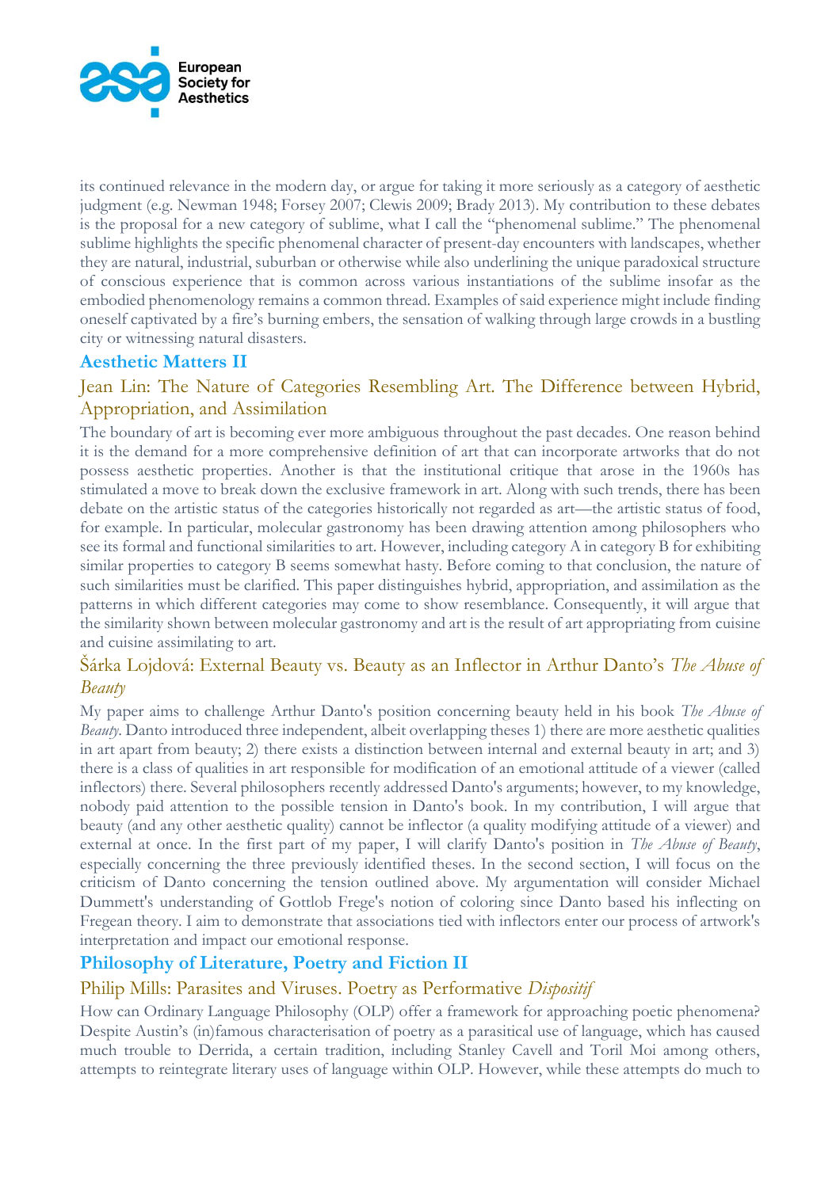its continued relevance in the modern day, or argue for taking it more seriously as a category of aesthetic judgment (e.g. Newman 1948; Forsey 2007; Clewis 2009; Brady 2013). My contribution to these debates is the proposal for a new category of sublime, what I call the "phenomenal sublime." The phenomenal sublime highlights the specific phenomenal character of present-day encounters with landscapes, whether they are natural, industrial, suburban or otherwise while also underlining the unique paradoxical structure of conscious experience that is common across various instantiations of the sublime insofar as the embodied phenomenology remains a common thread. Examples of said experience might include finding oneself captivated by a fire's burning embers, the sensation of walking through large crowds in a bustling city or witnessing natural disasters.

## Aesthetic Matters II

### Jean Lin: The Nature of Categories Resembling Art. The Difference between Hybrid, Appropriation, and Assimilation

The boundary of art is becoming ever more ambiguous throughout the past decades. One reason behind it is the demand for a more comprehensive definition of art that can incorporate artworks that do not possess aesthetic properties. Another is that the institutional critique that arose in the 1960s has stimulated a move to break down the exclusive framework in art. Along with such trends, there has been debate on the artistic status of the categories historically not regarded as art—the artistic status of food, for example. In particular, molecular gastronomy has been drawing attention among philosophers who see its formal and functional similarities to art. However, including category A in category B for exhibiting similar properties to category B seems somewhat hasty. Before coming to that conclusion, the nature of such similarities must be clarified. This paper distinguishes hybrid, appropriation, and assimilation as the patterns in which different categories may come to show resemblance. Consequently, it will argue that the similarity shown between molecular gastronomy and art is the result of art appropriating from cuisine and cuisine assimilating to art.

### Šárka Lojdová: External Beauty vs. Beauty as an Inflector in Arthur Danto's *The Abuse of Beauty*

My paper aims to challenge Arthur Danto's position concerning beauty held in his book *The Abuse of Beauty*. Danto introduced three independent, albeit overlapping theses 1) there are more aesthetic qualities in art apart from beauty; 2) there exists a distinction between internal and external beauty in art; and 3) there is a class of qualities in art responsible for modification of an emotional attitude of a viewer (called inflectors) there. Several philosophers recently addressed Danto's arguments; however, to my knowledge, nobody paid attention to the possible tension in Danto's book. In my contribution, I will argue that beauty (and any other aesthetic quality) cannot be inflector (a quality modifying attitude of a viewer) and external at once. In the first part of my paper, I will clarify Danto's position in *The Abuse of Beauty*, especially concerning the three previously identified theses. In the second section, I will focus on the criticism of Danto concerning the tension outlined above. My argumentation will consider Michael Dummett's understanding of Gottlob Frege's notion of coloring since Danto based his inflecting on Fregean theory. I aim to demonstrate that associations tied with inflectors enter our process of artwork's interpretation and impact our emotional response.

## Philosophy of Literature, Poetry and Fiction II

### Philip Mills: Parasites and Viruses. Poetry as Performative *Dispositif*

How can Ordinary Language Philosophy (OLP) offer a framework for approaching poetic phenomena? Despite Austin's (in)famous characterisation of poetry as a parasitical use of language, which has caused much trouble to Derrida, a certain tradition, including Stanley Cavell and Toril Moi among others, attempts to reintegrate literary uses of language within OLP. However, while these attempts do much to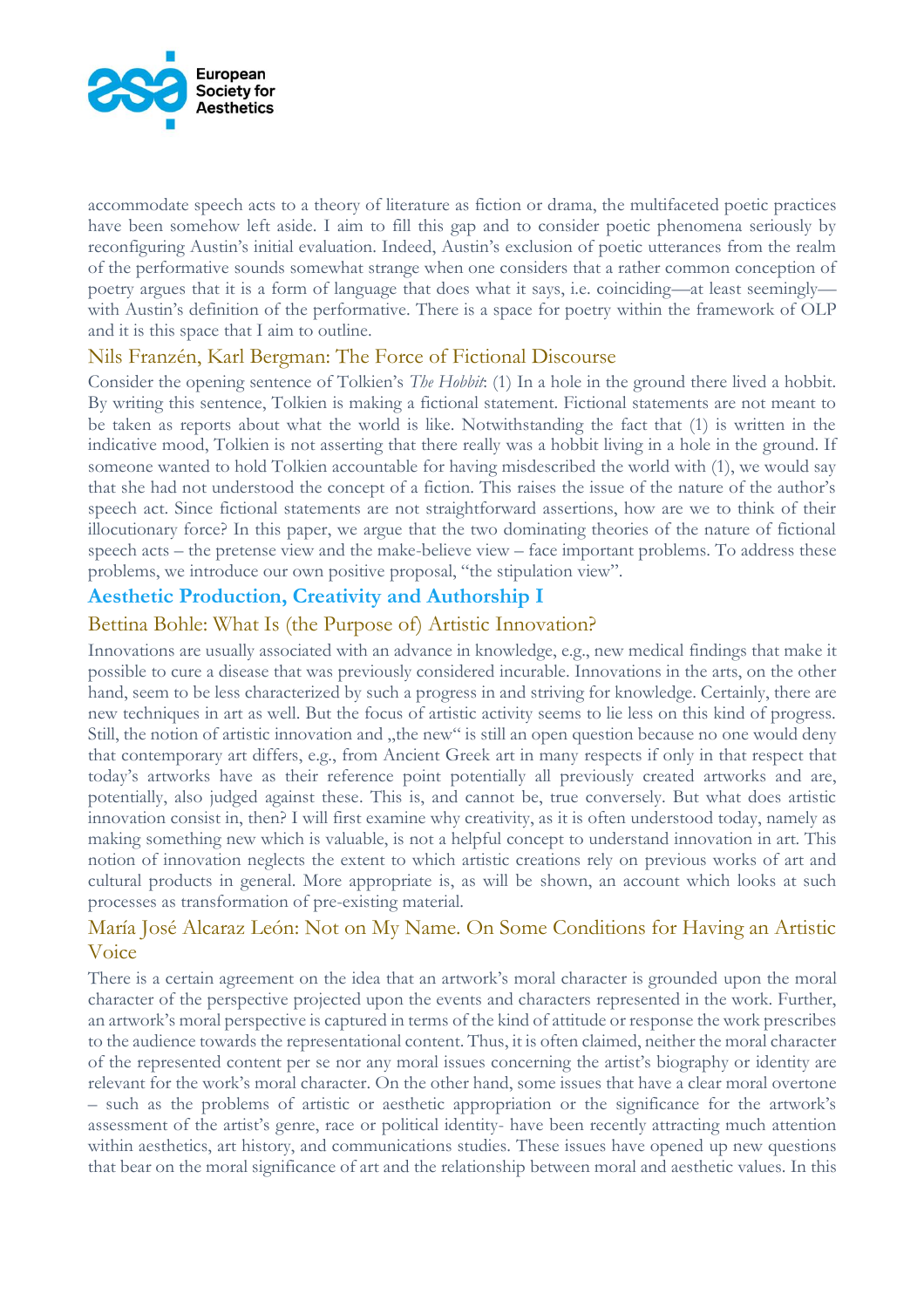accommodate speech acts to a theory of literature as fiction or drama, the multifaceted poetic practices have been somehow left aside. I aim to fill this gap and to consider poetic phenomena seriously by reconfiguring Austin's initial evaluation. Indeed, Austin's exclusion of poetic utterances from the realm of the performative sounds somewhat strange when one considers that a rather common conception of poetry argues that it is a form of language that does what it says, i.e. coinciding—at least seemingly—with Austin's definition of the performative. There is a space for poetry within the framework of OLP and it is this space that I aim to outline.

### Nils Franzén, Karl Bergman: The Force of Fictional Discourse

Consider the opening sentence of Tolkien's *The Hobbit*: (1) In a hole in the ground there lived a hobbit. By writing this sentence, Tolkien is making a fictional statement. Fictional statements are not meant to be taken as reports about what the world is like. Notwithstanding the fact that (1) is written in the indicative mood, Tolkien is not asserting that there really was a hobbit living in a hole in the ground. If someone wanted to hold Tolkien accountable for having misdescribed the world with (1), we would say that she had not understood the concept of a fiction. This raises the issue of the nature of the author's speech act. Since fictional statements are not straightforward assertions, how are we to think of their illocutionary force? In this paper, we argue that the two dominating theories of the nature of fictional speech acts – the pretense view and the make-believe view – face important problems. To address these problems, we introduce our own positive proposal, "the stipulation view".

## Aesthetic Production, Creativity and Authorship I

### Bettina Bohle: What Is (the Purpose of) Artistic Innovation?

Innovations are usually associated with an advance in knowledge, e.g., new medical findings that make it possible to cure a disease that was previously considered incurable. Innovations in the arts, on the other hand, seem to be less characterized by such a progress in and striving for knowledge. Certainly, there are new techniques in art as well. But the focus of artistic activity seems to lie less on this kind of progress. Still, the notion of artistic innovation and „the new" is still an open question because no one would deny that contemporary art differs, e.g., from Ancient Greek art in many respects if only in that respect that today's artworks have as their reference point potentially all previously created artworks and are, potentially, also judged against these. This is, and cannot be, true conversely. But what does artistic innovation consist in, then? I will first examine why creativity, as it is often understood today, namely as making something new which is valuable, is not a helpful concept to understand innovation in art. This notion of innovation neglects the extent to which artistic creations rely on previous works of art and cultural products in general. More appropriate is, as will be shown, an account which looks at such processes as transformation of pre-existing material.

### María José Alcaraz León: Not on My Name. On Some Conditions for Having an Artistic Voice

There is a certain agreement on the idea that an artwork's moral character is grounded upon the moral character of the perspective projected upon the events and characters represented in the work. Further, an artwork's moral perspective is captured in terms of the kind of attitude or response the work prescribes to the audience towards the representational content. Thus, it is often claimed, neither the moral character of the represented content per se nor any moral issues concerning the artist's biography or identity are relevant for the work's moral character. On the other hand, some issues that have a clear moral overtone – such as the problems of artistic or aesthetic appropriation or the significance for the artwork's assessment of the artist's genre, race or political identity- have been recently attracting much attention within aesthetics, art history, and communications studies. These issues have opened up new questions that bear on the moral significance of art and the relationship between moral and aesthetic values. In this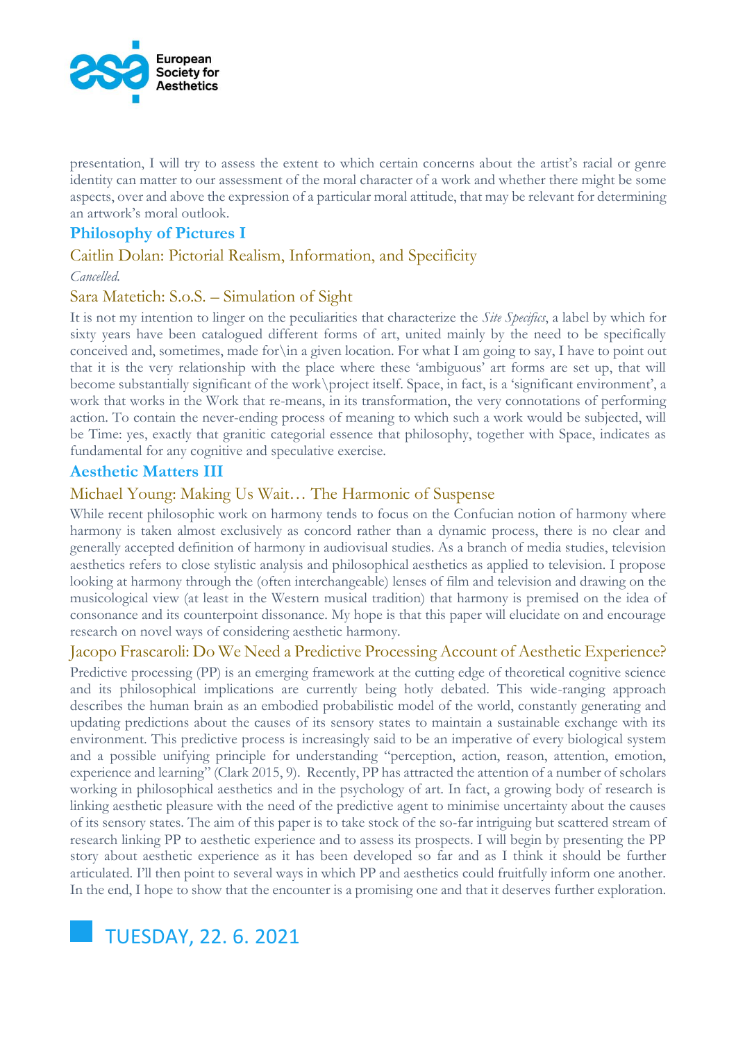presentation, I will try to assess the extent to which certain concerns about the artist's racial or genre identity can matter to our assessment of the moral character of a work and whether there might be some aspects, over and above the expression of a particular moral attitude, that may be relevant for determining an artwork's moral outlook.

## Philosophy of Pictures I

### Caitlin Dolan: Pictorial Realism, Information, and Specificity

*Cancelled.*

### Sara Matetich: S.o.S. – Simulation of Sight

It is not my intention to linger on the peculiarities that characterize the *Site Specifics*, a label by which for sixty years have been catalogued different forms of art, united mainly by the need to be specifically conceived and, sometimes, made for\in a given location. For what I am going to say, I have to point out that it is the very relationship with the place where these 'ambiguous' art forms are set up, that will become substantially significant of the work\project itself. Space, in fact, is a 'significant environment', a work that works in the Work that re-means, in its transformation, the very connotations of performing action. To contain the never-ending process of meaning to which such a work would be subjected, will be Time: yes, exactly that granitic categorial essence that philosophy, together with Space, indicates as fundamental for any cognitive and speculative exercise.

## Aesthetic Matters III

### Michael Young: Making Us Wait… The Harmonic of Suspense

While recent philosophic work on harmony tends to focus on the Confucian notion of harmony where harmony is taken almost exclusively as concord rather than a dynamic process, there is no clear and generally accepted definition of harmony in audiovisual studies. As a branch of media studies, television aesthetics refers to close stylistic analysis and philosophical aesthetics as applied to television. I propose looking at harmony through the (often interchangeable) lenses of film and television and drawing on the musicological view (at least in the Western musical tradition) that harmony is premised on the idea of consonance and its counterpoint dissonance. My hope is that this paper will elucidate on and encourage research on novel ways of considering aesthetic harmony.

### Jacopo Frascaroli: Do We Need a Predictive Processing Account of Aesthetic Experience?

Predictive processing (PP) is an emerging framework at the cutting edge of theoretical cognitive science and its philosophical implications are currently being hotly debated. This wide-ranging approach describes the human brain as an embodied probabilistic model of the world, constantly generating and updating predictions about the causes of its sensory states to maintain a sustainable exchange with its environment. This predictive process is increasingly said to be an imperative of every biological system and a possible unifying principle for understanding "perception, action, reason, attention, emotion, experience and learning" (Clark 2015, 9). Recently, PP has attracted the attention of a number of scholars working in philosophical aesthetics and in the psychology of art. In fact, a growing body of research is linking aesthetic pleasure with the need of the predictive agent to minimise uncertainty about the causes of its sensory states. The aim of this paper is to take stock of the so-far intriguing but scattered stream of research linking PP to aesthetic experience and to assess its prospects. I will begin by presenting the PP story about aesthetic experience as it has been developed so far and as I think it should be further articulated. I'll then point to several ways in which PP and aesthetics could fruitfully inform one another. In the end, I hope to show that the encounter is a promising one and that it deserves further exploration.

# TUESDAY, 22. 6. 2021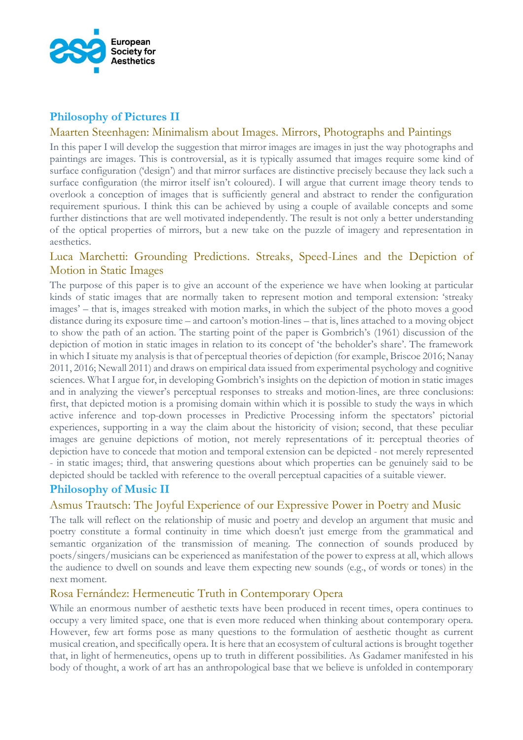## Philosophy of Pictures II

### Maarten Steenhagen: Minimalism about Images. Mirrors, Photographs and Paintings

In this paper I will develop the suggestion that mirror images are images in just the way photographs and paintings are images. This is controversial, as it is typically assumed that images require some kind of surface configuration ('design') and that mirror surfaces are distinctive precisely because they lack such a surface configuration (the mirror itself isn't coloured). I will argue that current image theory tends to overlook a conception of images that is sufficiently general and abstract to render the configuration requirement spurious. I think this can be achieved by using a couple of available concepts and some further distinctions that are well motivated independently. The result is not only a better understanding of the optical properties of mirrors, but a new take on the puzzle of imagery and representation in aesthetics.

### Luca Marchetti: Grounding Predictions. Streaks, Speed-Lines and the Depiction of Motion in Static Images

The purpose of this paper is to give an account of the experience we have when looking at particular kinds of static images that are normally taken to represent motion and temporal extension: 'streaky images' – that is, images streaked with motion marks, in which the subject of the photo moves a good distance during its exposure time – and cartoon's motion-lines – that is, lines attached to a moving object to show the path of an action. The starting point of the paper is Gombrich's (1961) discussion of the depiction of motion in static images in relation to its concept of 'the beholder's share'. The framework in which I situate my analysis is that of perceptual theories of depiction (for example, Briscoe 2016; Nanay 2011, 2016; Newall 2011) and draws on empirical data issued from experimental psychology and cognitive sciences. What I argue for, in developing Gombrich's insights on the depiction of motion in static images and in analyzing the viewer's perceptual responses to streaks and motion-lines, are three conclusions: first, that depicted motion is a promising domain within which it is possible to study the ways in which active inference and top-down processes in Predictive Processing inform the spectators' pictorial experiences, supporting in a way the claim about the historicity of vision; second, that these peculiar images are genuine depictions of motion, not merely representations of it: perceptual theories of depiction have to concede that motion and temporal extension can be depicted - not merely represented - in static images; third, that answering questions about which properties can be genuinely said to be depicted should be tackled with reference to the overall perceptual capacities of a suitable viewer.

## Philosophy of Music II

### Asmus Trautsch: The Joyful Experience of our Expressive Power in Poetry and Music

The talk will reflect on the relationship of music and poetry and develop an argument that music and poetry constitute a formal continuity in time which doesn't just emerge from the grammatical and semantic organization of the transmission of meaning. The connection of sounds produced by poets/singers/musicians can be experienced as manifestation of the power to express at all, which allows the audience to dwell on sounds and leave them expecting new sounds (e.g., of words or tones) in the next moment.

### Rosa Fernández: Hermeneutic Truth in Contemporary Opera

While an enormous number of aesthetic texts have been produced in recent times, opera continues to occupy a very limited space, one that is even more reduced when thinking about contemporary opera. However, few art forms pose as many questions to the formulation of aesthetic thought as current musical creation, and specifically opera. It is here that an ecosystem of cultural actions is brought together that, in light of hermeneutics, opens up to truth in different possibilities. As Gadamer manifested in his body of thought, a work of art has an anthropological base that we believe is unfolded in contemporary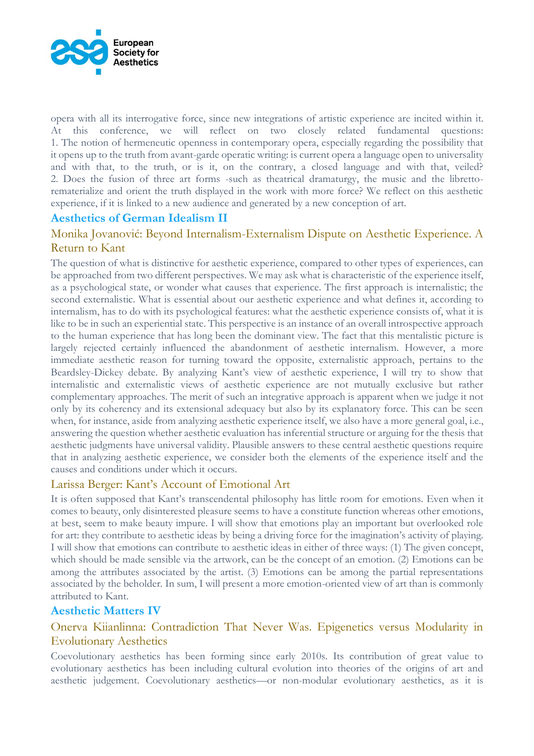opera with all its interrogative force, since new integrations of artistic experience are incited within it. At this conference, we will reflect on two closely related fundamental questions: 1. The notion of hermeneutic openness in contemporary opera, especially regarding the possibility that it opens up to the truth from avant-garde operatic writing: is current opera a language open to universality and with that, to the truth, or is it, on the contrary, a closed language and with that, veiled? 2. Does the fusion of three art forms -such as theatrical dramaturgy, the music and the libretto-rematerialize and orient the truth displayed in the work with more force? We reflect on this aesthetic experience, if it is linked to a new audience and generated by a new conception of art.

## Aesthetics of German Idealism II

### Monika Jovanović: Beyond Internalism-Externalism Dispute on Aesthetic Experience. A Return to Kant

The question of what is distinctive for aesthetic experience, compared to other types of experiences, can be approached from two different perspectives. We may ask what is characteristic of the experience itself, as a psychological state, or wonder what causes that experience. The first approach is internalistic; the second externalistic. What is essential about our aesthetic experience and what defines it, according to internalism, has to do with its psychological features: what the aesthetic experience consists of, what it is like to be in such an experiential state. This perspective is an instance of an overall introspective approach to the human experience that has long been the dominant view. The fact that this mentalistic picture is largely rejected certainly influenced the abandonment of aesthetic internalism. However, a more immediate aesthetic reason for turning toward the opposite, externalistic approach, pertains to the Beardsley-Dickey debate. By analyzing Kant's view of aesthetic experience, I will try to show that internalistic and externalistic views of aesthetic experience are not mutually exclusive but rather complementary approaches. The merit of such an integrative approach is apparent when we judge it not only by its coherency and its extensional adequacy but also by its explanatory force. This can be seen when, for instance, aside from analyzing aesthetic experience itself, we also have a more general goal, i.e., answering the question whether aesthetic evaluation has inferential structure or arguing for the thesis that aesthetic judgments have universal validity. Plausible answers to these central aesthetic questions require that in analyzing aesthetic experience, we consider both the elements of the experience itself and the causes and conditions under which it occurs.

### Larissa Berger: Kant's Account of Emotional Art

It is often supposed that Kant's transcendental philosophy has little room for emotions. Even when it comes to beauty, only disinterested pleasure seems to have a constitute function whereas other emotions, at best, seem to make beauty impure. I will show that emotions play an important but overlooked role for art: they contribute to aesthetic ideas by being a driving force for the imagination's activity of playing. I will show that emotions can contribute to aesthetic ideas in either of three ways: (1) The given concept, which should be made sensible via the artwork, can be the concept of an emotion. (2) Emotions can be among the attributes associated by the artist. (3) Emotions can be among the partial representations associated by the beholder. In sum, I will present a more emotion-oriented view of art than is commonly attributed to Kant.

## Aesthetic Matters IV

### Onerva Kiianlinna: Contradiction That Never Was. Epigenetics versus Modularity in Evolutionary Aesthetics

Coevolutionary aesthetics has been forming since early 2010s. Its contribution of great value to evolutionary aesthetics has been including cultural evolution into theories of the origins of art and aesthetic judgement. Coevolutionary aesthetics—or non-modular evolutionary aesthetics, as it is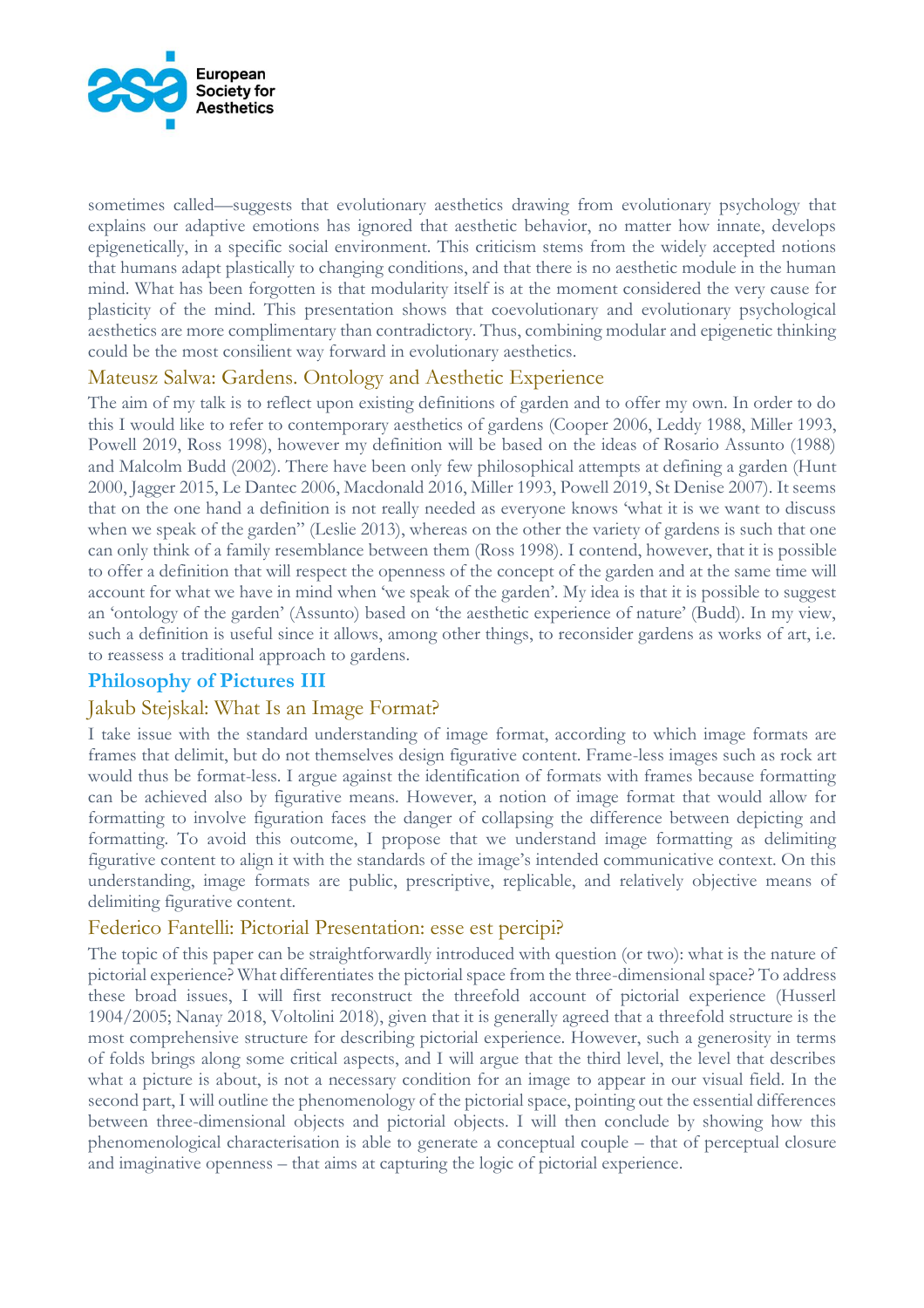sometimes called—suggests that evolutionary aesthetics drawing from evolutionary psychology that explains our adaptive emotions has ignored that aesthetic behavior, no matter how innate, develops epigenetically, in a specific social environment. This criticism stems from the widely accepted notions that humans adapt plastically to changing conditions, and that there is no aesthetic module in the human mind. What has been forgotten is that modularity itself is at the moment considered the very cause for plasticity of the mind. This presentation shows that coevolutionary and evolutionary psychological aesthetics are more complimentary than contradictory. Thus, combining modular and epigenetic thinking could be the most consilient way forward in evolutionary aesthetics.

### Mateusz Salwa: Gardens. Ontology and Aesthetic Experience

The aim of my talk is to reflect upon existing definitions of garden and to offer my own. In order to do this I would like to refer to contemporary aesthetics of gardens (Cooper 2006, Leddy 1988, Miller 1993, Powell 2019, Ross 1998), however my definition will be based on the ideas of Rosario Assunto (1988) and Malcolm Budd (2002). There have been only few philosophical attempts at defining a garden (Hunt 2000, Jagger 2015, Le Dantec 2006, Macdonald 2016, Miller 1993, Powell 2019, St Denise 2007). It seems that on the one hand a definition is not really needed as everyone knows 'what it is we want to discuss when we speak of the garden" (Leslie 2013), whereas on the other the variety of gardens is such that one can only think of a family resemblance between them (Ross 1998). I contend, however, that it is possible to offer a definition that will respect the openness of the concept of the garden and at the same time will account for what we have in mind when 'we speak of the garden'. My idea is that it is possible to suggest an 'ontology of the garden' (Assunto) based on 'the aesthetic experience of nature' (Budd). In my view, such a definition is useful since it allows, among other things, to reconsider gardens as works of art, i.e. to reassess a traditional approach to gardens.

## Philosophy of Pictures III

### Jakub Stejskal: What Is an Image Format?

I take issue with the standard understanding of image format, according to which image formats are frames that delimit, but do not themselves design figurative content. Frame-less images such as rock art would thus be format-less. I argue against the identification of formats with frames because formatting can be achieved also by figurative means. However, a notion of image format that would allow for formatting to involve figuration faces the danger of collapsing the difference between depicting and formatting. To avoid this outcome, I propose that we understand image formatting as delimiting figurative content to align it with the standards of the image's intended communicative context. On this understanding, image formats are public, prescriptive, replicable, and relatively objective means of delimiting figurative content.

### Federico Fantelli: Pictorial Presentation: esse est percipi?

The topic of this paper can be straightforwardly introduced with question (or two): what is the nature of pictorial experience? What differentiates the pictorial space from the three-dimensional space? To address these broad issues, I will first reconstruct the threefold account of pictorial experience (Husserl 1904/2005; Nanay 2018, Voltolini 2018), given that it is generally agreed that a threefold structure is the most comprehensive structure for describing pictorial experience. However, such a generosity in terms of folds brings along some critical aspects, and I will argue that the third level, the level that describes what a picture is about, is not a necessary condition for an image to appear in our visual field. In the second part, I will outline the phenomenology of the pictorial space, pointing out the essential differences between three-dimensional objects and pictorial objects. I will then conclude by showing how this phenomenological characterisation is able to generate a conceptual couple – that of perceptual closure and imaginative openness – that aims at capturing the logic of pictorial experience.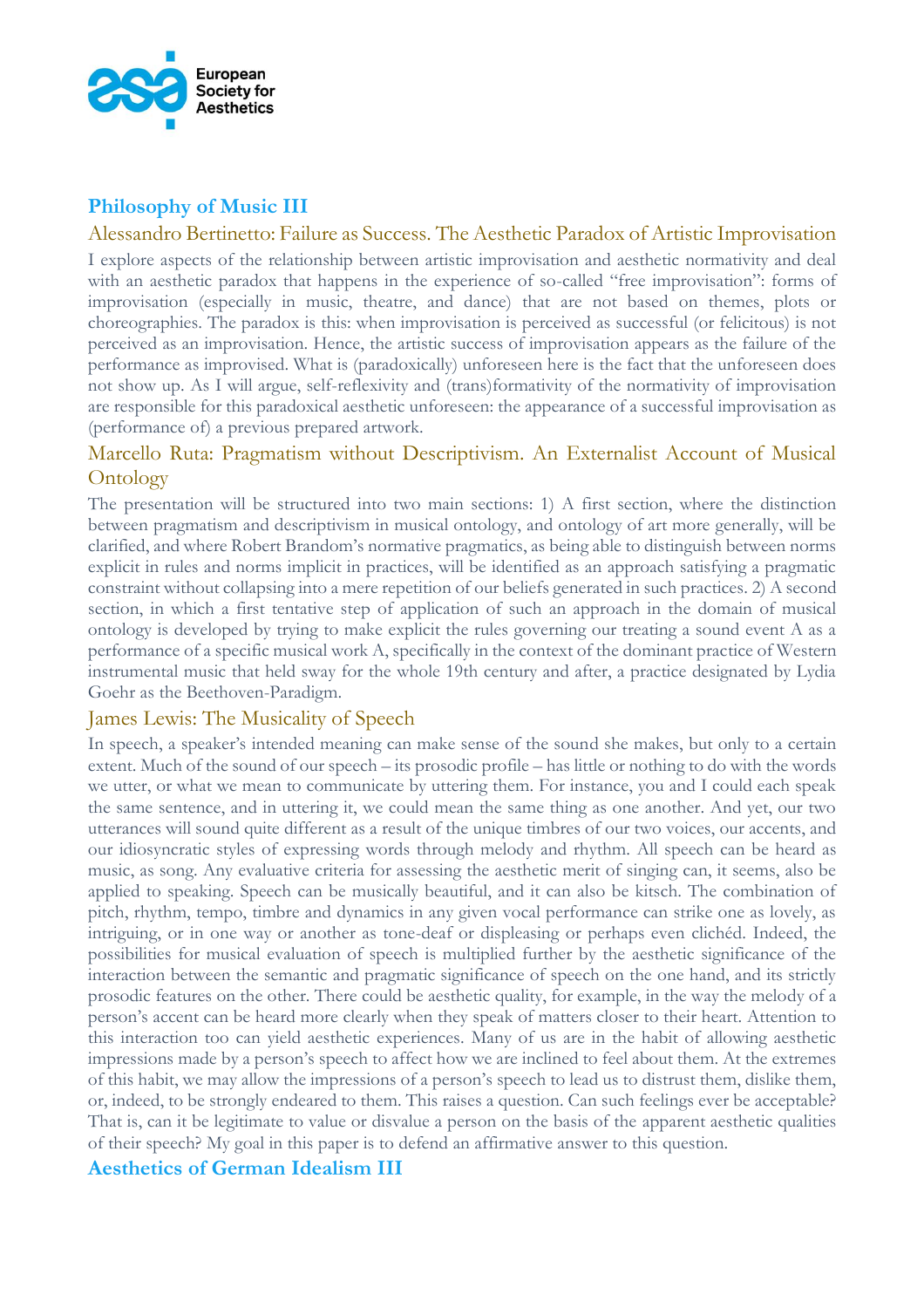## Philosophy of Music III

### Alessandro Bertinetto: Failure as Success. The Aesthetic Paradox of Artistic Improvisation

I explore aspects of the relationship between artistic improvisation and aesthetic normativity and deal with an aesthetic paradox that happens in the experience of so-called "free improvisation": forms of improvisation (especially in music, theatre, and dance) that are not based on themes, plots or choreographies. The paradox is this: when improvisation is perceived as successful (or felicitous) is not perceived as an improvisation. Hence, the artistic success of improvisation appears as the failure of the performance as improvised. What is (paradoxically) unforeseen here is the fact that the unforeseen does not show up. As I will argue, self-reflexivity and (trans)formativity of the normativity of improvisation are responsible for this paradoxical aesthetic unforeseen: the appearance of a successful improvisation as (performance of) a previous prepared artwork.

### Marcello Ruta: Pragmatism without Descriptivism. An Externalist Account of Musical Ontology

The presentation will be structured into two main sections: 1) A first section, where the distinction between pragmatism and descriptivism in musical ontology, and ontology of art more generally, will be clarified, and where Robert Brandom's normative pragmatics, as being able to distinguish between norms explicit in rules and norms implicit in practices, will be identified as an approach satisfying a pragmatic constraint without collapsing into a mere repetition of our beliefs generated in such practices. 2) A second section, in which a first tentative step of application of such an approach in the domain of musical ontology is developed by trying to make explicit the rules governing our treating a sound event A as a performance of a specific musical work A, specifically in the context of the dominant practice of Western instrumental music that held sway for the whole 19th century and after, a practice designated by Lydia Goehr as the Beethoven-Paradigm.

### James Lewis: The Musicality of Speech

In speech, a speaker's intended meaning can make sense of the sound she makes, but only to a certain extent. Much of the sound of our speech – its prosodic profile – has little or nothing to do with the words we utter, or what we mean to communicate by uttering them. For instance, you and I could each speak the same sentence, and in uttering it, we could mean the same thing as one another. And yet, our two utterances will sound quite different as a result of the unique timbres of our two voices, our accents, and our idiosyncratic styles of expressing words through melody and rhythm. All speech can be heard as music, as song. Any evaluative criteria for assessing the aesthetic merit of singing can, it seems, also be applied to speaking. Speech can be musically beautiful, and it can also be kitsch. The combination of pitch, rhythm, tempo, timbre and dynamics in any given vocal performance can strike one as lovely, as intriguing, or in one way or another as tone-deaf or displeasing or perhaps even clichéd. Indeed, the possibilities for musical evaluation of speech is multiplied further by the aesthetic significance of the interaction between the semantic and pragmatic significance of speech on the one hand, and its strictly prosodic features on the other. There could be aesthetic quality, for example, in the way the melody of a person's accent can be heard more clearly when they speak of matters closer to their heart. Attention to this interaction too can yield aesthetic experiences. Many of us are in the habit of allowing aesthetic impressions made by a person's speech to affect how we are inclined to feel about them. At the extremes of this habit, we may allow the impressions of a person's speech to lead us to distrust them, dislike them, or, indeed, to be strongly endeared to them. This raises a question. Can such feelings ever be acceptable? That is, can it be legitimate to value or disvalue a person on the basis of the apparent aesthetic qualities of their speech? My goal in this paper is to defend an affirmative answer to this question.

## Aesthetics of German Idealism III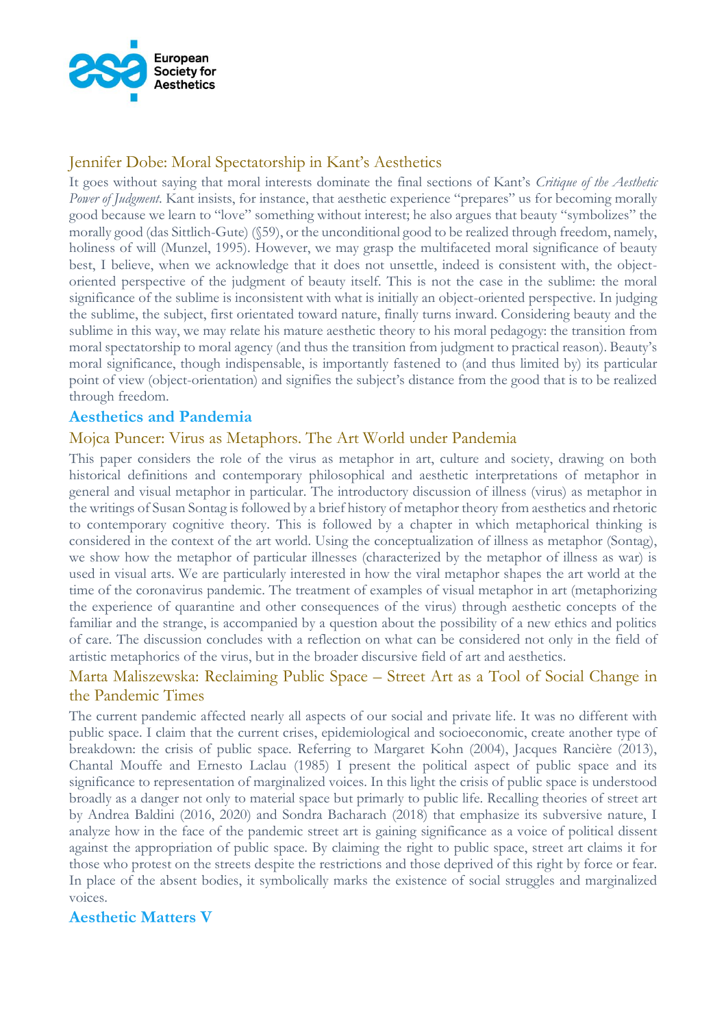### Jennifer Dobe: Moral Spectatorship in Kant's Aesthetics

It goes without saying that moral interests dominate the final sections of Kant's *Critique of the Aesthetic Power of Judgment*. Kant insists, for instance, that aesthetic experience "prepares" us for becoming morally good because we learn to "love" something without interest; he also argues that beauty "symbolizes" the morally good (das Sittlich-Gute) (§59), or the unconditional good to be realized through freedom, namely, holiness of will (Munzel, 1995). However, we may grasp the multifaceted moral significance of beauty best, I believe, when we acknowledge that it does not unsettle, indeed is consistent with, the object-oriented perspective of the judgment of beauty itself. This is not the case in the sublime: the moral significance of the sublime is inconsistent with what is initially an object-oriented perspective. In judging the sublime, the subject, first orientated toward nature, finally turns inward. Considering beauty and the sublime in this way, we may relate his mature aesthetic theory to his moral pedagogy: the transition from moral spectatorship to moral agency (and thus the transition from judgment to practical reason). Beauty's moral significance, though indispensable, is importantly fastened to (and thus limited by) its particular point of view (object-orientation) and signifies the subject's distance from the good that is to be realized through freedom.

## Aesthetics and Pandemia

### Mojca Puncer: Virus as Metaphors. The Art World under Pandemia

This paper considers the role of the virus as metaphor in art, culture and society, drawing on both historical definitions and contemporary philosophical and aesthetic interpretations of metaphor in general and visual metaphor in particular. The introductory discussion of illness (virus) as metaphor in the writings of Susan Sontag is followed by a brief history of metaphor theory from aesthetics and rhetoric to contemporary cognitive theory. This is followed by a chapter in which metaphorical thinking is considered in the context of the art world. Using the conceptualization of illness as metaphor (Sontag), we show how the metaphor of particular illnesses (characterized by the metaphor of illness as war) is used in visual arts. We are particularly interested in how the viral metaphor shapes the art world at the time of the coronavirus pandemic. The treatment of examples of visual metaphor in art (metaphorizing the experience of quarantine and other consequences of the virus) through aesthetic concepts of the familiar and the strange, is accompanied by a question about the possibility of a new ethics and politics of care. The discussion concludes with a reflection on what can be considered not only in the field of artistic metaphorics of the virus, but in the broader discursive field of art and aesthetics.

### Marta Maliszewska: Reclaiming Public Space – Street Art as a Tool of Social Change in the Pandemic Times

The current pandemic affected nearly all aspects of our social and private life. It was no different with public space. I claim that the current crises, epidemiological and socioeconomic, create another type of breakdown: the crisis of public space. Referring to Margaret Kohn (2004), Jacques Rancière (2013), Chantal Mouffe and Ernesto Laclau (1985) I present the political aspect of public space and its significance to representation of marginalized voices. In this light the crisis of public space is understood broadly as a danger not only to material space but primarly to public life. Recalling theories of street art by Andrea Baldini (2016, 2020) and Sondra Bacharach (2018) that emphasize its subversive nature, I analyze how in the face of the pandemic street art is gaining significance as a voice of political dissent against the appropriation of public space. By claiming the right to public space, street art claims it for those who protest on the streets despite the restrictions and those deprived of this right by force or fear. In place of the absent bodies, it symbolically marks the existence of social struggles and marginalized voices.

## Aesthetic Matters V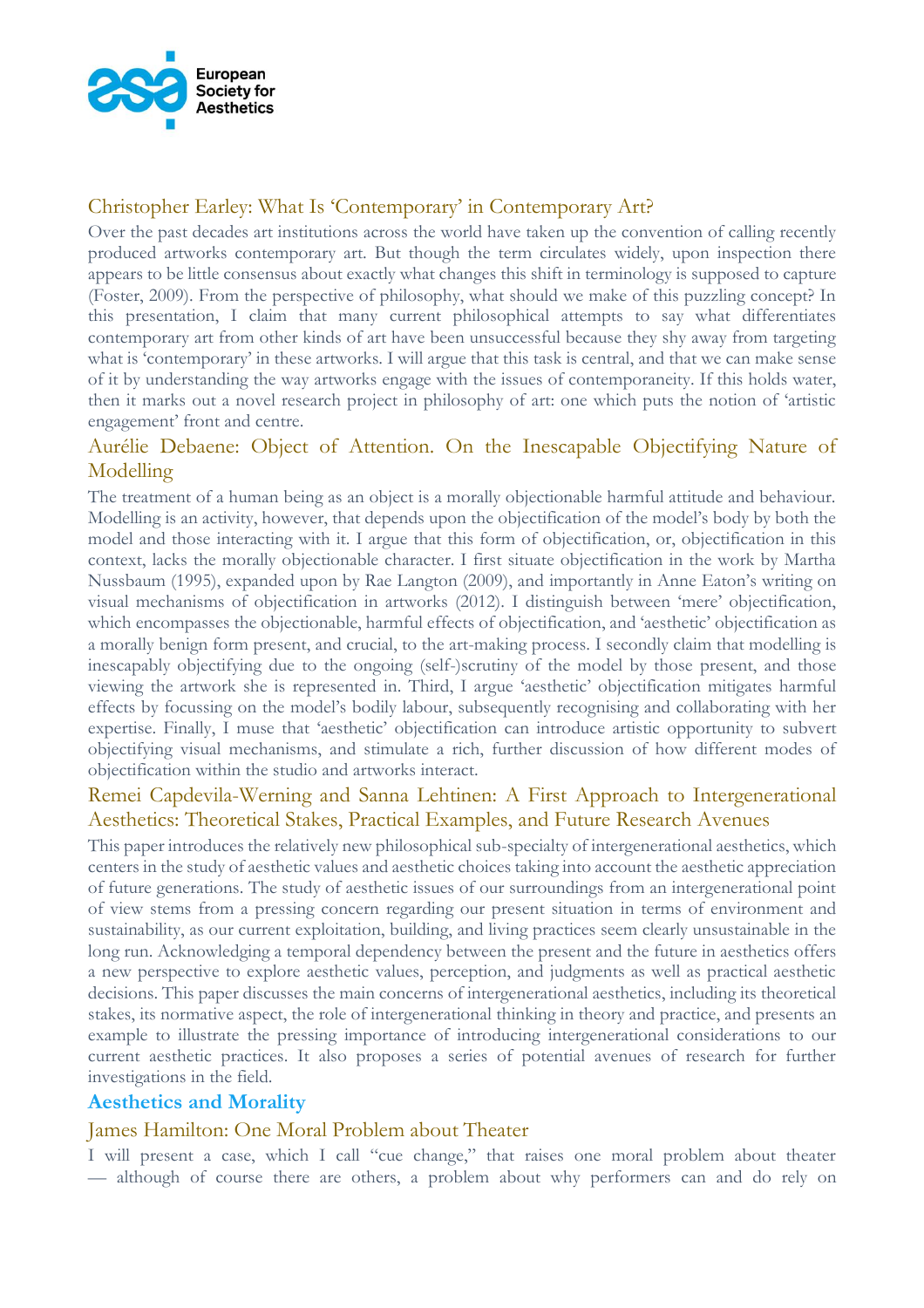### Christopher Earley: What Is 'Contemporary' in Contemporary Art?

Over the past decades art institutions across the world have taken up the convention of calling recently produced artworks contemporary art. But though the term circulates widely, upon inspection there appears to be little consensus about exactly what changes this shift in terminology is supposed to capture (Foster, 2009). From the perspective of philosophy, what should we make of this puzzling concept? In this presentation, I claim that many current philosophical attempts to say what differentiates contemporary art from other kinds of art have been unsuccessful because they shy away from targeting what is 'contemporary' in these artworks. I will argue that this task is central, and that we can make sense of it by understanding the way artworks engage with the issues of contemporaneity. If this holds water, then it marks out a novel research project in philosophy of art: one which puts the notion of 'artistic engagement' front and centre.

### Aurélie Debaene: Object of Attention. On the Inescapable Objectifying Nature of Modelling

The treatment of a human being as an object is a morally objectionable harmful attitude and behaviour. Modelling is an activity, however, that depends upon the objectification of the model's body by both the model and those interacting with it. I argue that this form of objectification, or, objectification in this context, lacks the morally objectionable character. I first situate objectification in the work by Martha Nussbaum (1995), expanded upon by Rae Langton (2009), and importantly in Anne Eaton's writing on visual mechanisms of objectification in artworks (2012). I distinguish between 'mere' objectification, which encompasses the objectionable, harmful effects of objectification, and 'aesthetic' objectification as a morally benign form present, and crucial, to the art-making process. I secondly claim that modelling is inescapably objectifying due to the ongoing (self-)scrutiny of the model by those present, and those viewing the artwork she is represented in. Third, I argue 'aesthetic' objectification mitigates harmful effects by focussing on the model's bodily labour, subsequently recognising and collaborating with her expertise. Finally, I muse that 'aesthetic' objectification can introduce artistic opportunity to subvert objectifying visual mechanisms, and stimulate a rich, further discussion of how different modes of objectification within the studio and artworks interact.

### Remei Capdevila-Werning and Sanna Lehtinen: A First Approach to Intergenerational Aesthetics: Theoretical Stakes, Practical Examples, and Future Research Avenues

This paper introduces the relatively new philosophical sub-specialty of intergenerational aesthetics, which centers in the study of aesthetic values and aesthetic choices taking into account the aesthetic appreciation of future generations. The study of aesthetic issues of our surroundings from an intergenerational point of view stems from a pressing concern regarding our present situation in terms of environment and sustainability, as our current exploitation, building, and living practices seem clearly unsustainable in the long run. Acknowledging a temporal dependency between the present and the future in aesthetics offers a new perspective to explore aesthetic values, perception, and judgments as well as practical aesthetic decisions. This paper discusses the main concerns of intergenerational aesthetics, including its theoretical stakes, its normative aspect, the role of intergenerational thinking in theory and practice, and presents an example to illustrate the pressing importance of introducing intergenerational considerations to our current aesthetic practices. It also proposes a series of potential avenues of research for further investigations in the field.

## Aesthetics and Morality

### James Hamilton: One Moral Problem about Theater

I will present a case, which I call "cue change," that raises one moral problem about theater — although of course there are others, a problem about why performers can and do rely on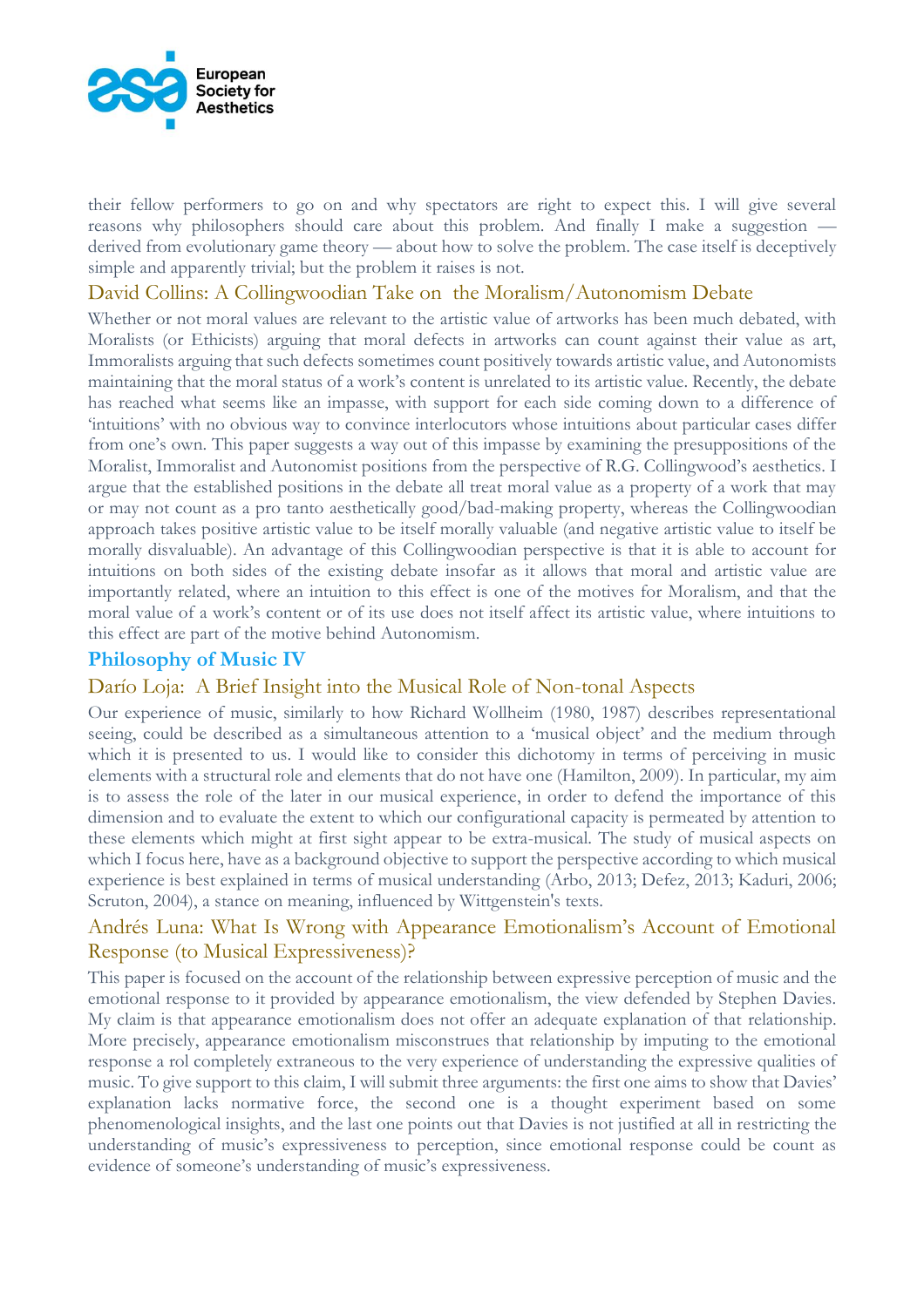their fellow performers to go on and why spectators are right to expect this. I will give several reasons why philosophers should care about this problem. And finally I make a suggestion — derived from evolutionary game theory — about how to solve the problem. The case itself is deceptively simple and apparently trivial; but the problem it raises is not.

### David Collins: A Collingwoodian Take on the Moralism/Autonomism Debate

Whether or not moral values are relevant to the artistic value of artworks has been much debated, with Moralists (or Ethicists) arguing that moral defects in artworks can count against their value as art, Immoralists arguing that such defects sometimes count positively towards artistic value, and Autonomists maintaining that the moral status of a work's content is unrelated to its artistic value. Recently, the debate has reached what seems like an impasse, with support for each side coming down to a difference of 'intuitions' with no obvious way to convince interlocutors whose intuitions about particular cases differ from one's own. This paper suggests a way out of this impasse by examining the presuppositions of the Moralist, Immoralist and Autonomist positions from the perspective of R.G. Collingwood's aesthetics. I argue that the established positions in the debate all treat moral value as a property of a work that may or may not count as a pro tanto aesthetically good/bad-making property, whereas the Collingwoodian approach takes positive artistic value to be itself morally valuable (and negative artistic value to itself be morally disvaluable). An advantage of this Collingwoodian perspective is that it is able to account for intuitions on both sides of the existing debate insofar as it allows that moral and artistic value are importantly related, where an intuition to this effect is one of the motives for Moralism, and that the moral value of a work's content or of its use does not itself affect its artistic value, where intuitions to this effect are part of the motive behind Autonomism.

## Philosophy of Music IV

### Darío Loja: A Brief Insight into the Musical Role of Non-tonal Aspects

Our experience of music, similarly to how Richard Wollheim (1980, 1987) describes representational seeing, could be described as a simultaneous attention to a 'musical object' and the medium through which it is presented to us. I would like to consider this dichotomy in terms of perceiving in music elements with a structural role and elements that do not have one (Hamilton, 2009). In particular, my aim is to assess the role of the later in our musical experience, in order to defend the importance of this dimension and to evaluate the extent to which our configurational capacity is permeated by attention to these elements which might at first sight appear to be extra-musical. The study of musical aspects on which I focus here, have as a background objective to support the perspective according to which musical experience is best explained in terms of musical understanding (Arbo, 2013; Defez, 2013; Kaduri, 2006; Scruton, 2004), a stance on meaning, influenced by Wittgenstein's texts.

### Andrés Luna: What Is Wrong with Appearance Emotionalism's Account of Emotional Response (to Musical Expressiveness)?

This paper is focused on the account of the relationship between expressive perception of music and the emotional response to it provided by appearance emotionalism, the view defended by Stephen Davies. My claim is that appearance emotionalism does not offer an adequate explanation of that relationship. More precisely, appearance emotionalism misconstrues that relationship by imputing to the emotional response a rol completely extraneous to the very experience of understanding the expressive qualities of music. To give support to this claim, I will submit three arguments: the first one aims to show that Davies' explanation lacks normative force, the second one is a thought experiment based on some phenomenological insights, and the last one points out that Davies is not justified at all in restricting the understanding of music's expressiveness to perception, since emotional response could be count as evidence of someone's understanding of music's expressiveness.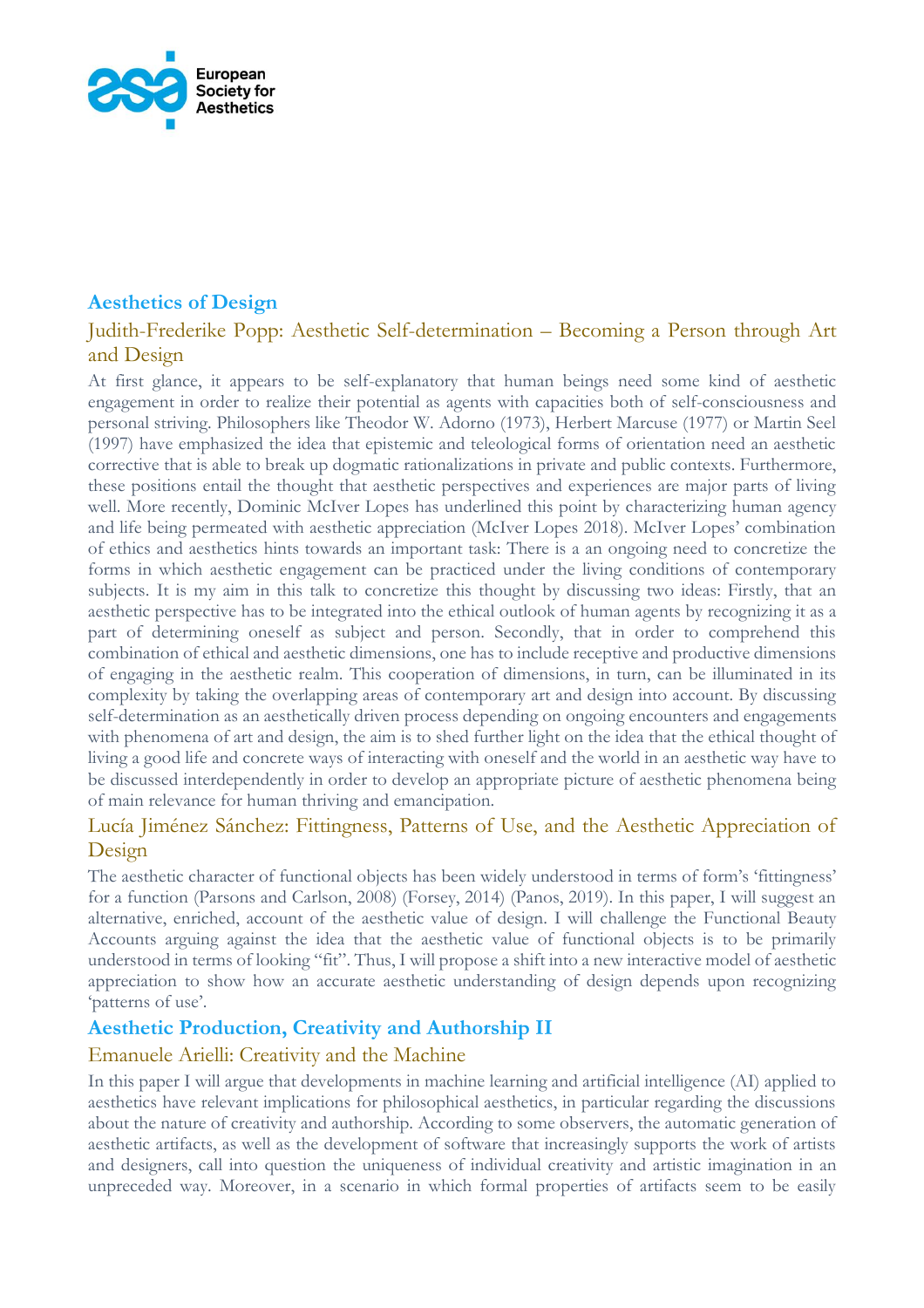## Aesthetics of Design

### Judith-Frederike Popp: Aesthetic Self-determination – Becoming a Person through Art and Design

At first glance, it appears to be self-explanatory that human beings need some kind of aesthetic engagement in order to realize their potential as agents with capacities both of self-consciousness and personal striving. Philosophers like Theodor W. Adorno (1973), Herbert Marcuse (1977) or Martin Seel (1997) have emphasized the idea that epistemic and teleological forms of orientation need an aesthetic corrective that is able to break up dogmatic rationalizations in private and public contexts. Furthermore, these positions entail the thought that aesthetic perspectives and experiences are major parts of living well. More recently, Dominic McIver Lopes has underlined this point by characterizing human agency and life being permeated with aesthetic appreciation (McIver Lopes 2018). McIver Lopes' combination of ethics and aesthetics hints towards an important task: There is a an ongoing need to concretize the forms in which aesthetic engagement can be practiced under the living conditions of contemporary subjects. It is my aim in this talk to concretize this thought by discussing two ideas: Firstly, that an aesthetic perspective has to be integrated into the ethical outlook of human agents by recognizing it as a part of determining oneself as subject and person. Secondly, that in order to comprehend this combination of ethical and aesthetic dimensions, one has to include receptive and productive dimensions of engaging in the aesthetic realm. This cooperation of dimensions, in turn, can be illuminated in its complexity by taking the overlapping areas of contemporary art and design into account. By discussing self-determination as an aesthetically driven process depending on ongoing encounters and engagements with phenomena of art and design, the aim is to shed further light on the idea that the ethical thought of living a good life and concrete ways of interacting with oneself and the world in an aesthetic way have to be discussed interdependently in order to develop an appropriate picture of aesthetic phenomena being of main relevance for human thriving and emancipation.

### Lucía Jiménez Sánchez: Fittingness, Patterns of Use, and the Aesthetic Appreciation of Design

The aesthetic character of functional objects has been widely understood in terms of form's 'fittingness' for a function (Parsons and Carlson, 2008) (Forsey, 2014) (Panos, 2019). In this paper, I will suggest an alternative, enriched, account of the aesthetic value of design. I will challenge the Functional Beauty Accounts arguing against the idea that the aesthetic value of functional objects is to be primarily understood in terms of looking "fit". Thus, I will propose a shift into a new interactive model of aesthetic appreciation to show how an accurate aesthetic understanding of design depends upon recognizing 'patterns of use'.

## Aesthetic Production, Creativity and Authorship II

### Emanuele Arielli: Creativity and the Machine

In this paper I will argue that developments in machine learning and artificial intelligence (AI) applied to aesthetics have relevant implications for philosophical aesthetics, in particular regarding the discussions about the nature of creativity and authorship. According to some observers, the automatic generation of aesthetic artifacts, as well as the development of software that increasingly supports the work of artists and designers, call into question the uniqueness of individual creativity and artistic imagination in an unprecedented way. Moreover, in a scenario in which formal properties of artifacts seem to be easily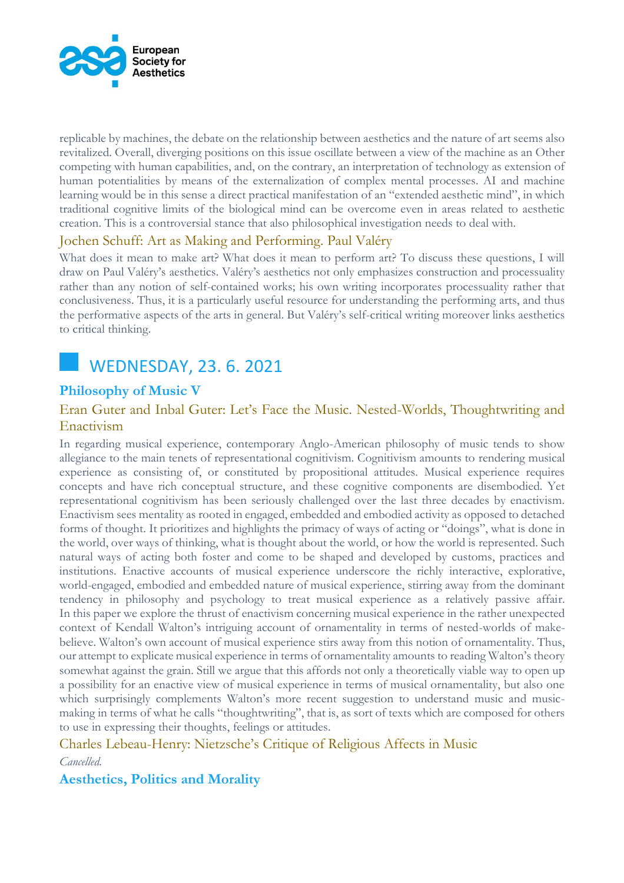replicable by machines, the debate on the relationship between aesthetics and the nature of art seems also revitalized. Overall, diverging positions on this issue oscillate between a view of the machine as an Other competing with human capabilities, and, on the contrary, an interpretation of technology as extension of human potentialities by means of the externalization of complex mental processes. AI and machine learning would be in this sense a direct practical manifestation of an "extended aesthetic mind", in which traditional cognitive limits of the biological mind can be overcome even in areas related to aesthetic creation. This is a controversial stance that also philosophical investigation needs to deal with.

### Jochen Schuff: Art as Making and Performing. Paul Valéry

What does it mean to make art? What does it mean to perform art? To discuss these questions, I will draw on Paul Valéry's aesthetics. Valéry's aesthetics not only emphasizes construction and processuality rather than any notion of self-contained works; his own writing incorporates processuality rather that conclusiveness. Thus, it is a particularly useful resource for understanding the performing arts, and thus the performative aspects of the arts in general. But Valéry's self-critical writing moreover links aesthetics to critical thinking.

# WEDNESDAY, 23. 6. 2021

## Philosophy of Music V

### Eran Guter and Inbal Guter: Let's Face the Music. Nested-Worlds, Thoughtwriting and Enactivism

In regarding musical experience, contemporary Anglo-American philosophy of music tends to show allegiance to the main tenets of representational cognitivism. Cognitivism amounts to rendering musical experience as consisting of, or constituted by propositional attitudes. Musical experience requires concepts and have rich conceptual structure, and these cognitive components are disembodied. Yet representational cognitivism has been seriously challenged over the last three decades by enactivism. Enactivism sees mentality as rooted in engaged, embedded and embodied activity as opposed to detached forms of thought. It prioritizes and highlights the primacy of ways of acting or "doings", what is done in the world, over ways of thinking, what is thought about the world, or how the world is represented. Such natural ways of acting both foster and come to be shaped and developed by customs, practices and institutions. Enactive accounts of musical experience underscore the richly interactive, explorative, world-engaged, embodied and embedded nature of musical experience, stirring away from the dominant tendency in philosophy and psychology to treat musical experience as a relatively passive affair. In this paper we explore the thrust of enactivism concerning musical experience in the rather unexpected context of Kendall Walton's intriguing account of ornamentality in terms of nested-worlds of make-believe. Walton's own account of musical experience stirs away from this notion of ornamentality. Thus, our attempt to explicate musical experience in terms of ornamentality amounts to reading Walton's theory somewhat against the grain. Still we argue that this affords not only a theoretically viable way to open up a possibility for an enactive view of musical experience in terms of musical ornamentality, but also one which surprisingly complements Walton's more recent suggestion to understand music and music-making in terms of what he calls "thoughtwriting", that is, as sort of texts which are composed for others to use in expressing their thoughts, feelings or attitudes.

### Charles Lebeau-Henry: Nietzsche's Critique of Religious Affects in Music

*Cancelled.*

## Aesthetics, Politics and Morality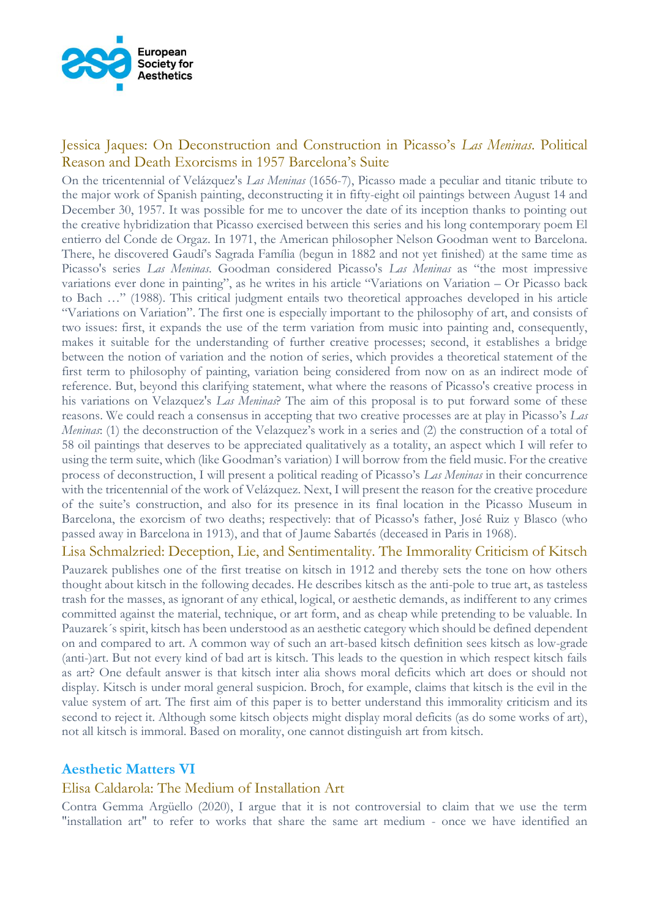## Jessica Jaques: On Deconstruction and Construction in Picasso's *Las Meninas*. Political Reason and Death Exorcisms in 1957 Barcelona's Suite

On the tricentennial of Velázquez's *Las Meninas* (1656-7), Picasso made a peculiar and titanic tribute to the major work of Spanish painting, deconstructing it in fifty-eight oil paintings between August 14 and December 30, 1957. It was possible for me to uncover the date of its inception thanks to pointing out the creative hybridization that Picasso exercised between this series and his long contemporary poem El entierro del Conde de Orgaz. In 1971, the American philosopher Nelson Goodman went to Barcelona. There, he discovered Gaudí's Sagrada Família (begun in 1882 and not yet finished) at the same time as Picasso's series *Las Meninas*. Goodman considered Picasso's *Las Meninas* as "the most impressive variations ever done in painting", as he writes in his article "Variations on Variation – Or Picasso back to Bach …" (1988). This critical judgment entails two theoretical approaches developed in his article "Variations on Variation". The first one is especially important to the philosophy of art, and consists of two issues: first, it expands the use of the term variation from music into painting and, consequently, makes it suitable for the understanding of further creative processes; second, it establishes a bridge between the notion of variation and the notion of series, which provides a theoretical statement of the first term to philosophy of painting, variation being considered from now on as an indirect mode of reference. But, beyond this clarifying statement, what where the reasons of Picasso's creative process in his variations on Velazquez's *Las Meninas*? The aim of this proposal is to put forward some of these reasons. We could reach a consensus in accepting that two creative processes are at play in Picasso's *Las Meninas*: (1) the deconstruction of the Velazquez's work in a series and (2) the construction of a total of 58 oil paintings that deserves to be appreciated qualitatively as a totality, an aspect which I will refer to using the term suite, which (like Goodman's variation) I will borrow from the field music. For the creative process of deconstruction, I will present a political reading of Picasso's *Las Meninas* in their concurrence with the tricentennial of the work of Velázquez. Next, I will present the reason for the creative procedure of the suite's construction, and also for its presence in its final location in the Picasso Museum in Barcelona, the exorcism of two deaths; respectively: that of Picasso's father, José Ruiz y Blasco (who passed away in Barcelona in 1913), and that of Jaume Sabartés (deceased in Paris in 1968).

## Lisa Schmalzried: Deception, Lie, and Sentimentality. The Immorality Criticism of Kitsch

Pauzarek publishes one of the first treatise on kitsch in 1912 and thereby sets the tone on how others thought about kitsch in the following decades. He describes kitsch as the anti-pole to true art, as tasteless trash for the masses, as ignorant of any ethical, logical, or aesthetic demands, as indifferent to any crimes committed against the material, technique, or art form, and as cheap while pretending to be valuable. In Pauzarek´s spirit, kitsch has been understood as an aesthetic category which should be defined dependent on and compared to art. A common way of such an art-based kitsch definition sees kitsch as low-grade (anti-)art. But not every kind of bad art is kitsch. This leads to the question in which respect kitsch fails as art? One default answer is that kitsch inter alia shows moral deficits which art does or should not display. Kitsch is under moral general suspicion. Broch, for example, claims that kitsch is the evil in the value system of art. The first aim of this paper is to better understand this immorality criticism and its second to reject it. Although some kitsch objects might display moral deficits (as do some works of art), not all kitsch is immoral. Based on morality, one cannot distinguish art from kitsch.

# Aesthetic Matters VI

## Elisa Caldarola: The Medium of Installation Art

Contra Gemma Argüello (2020), I argue that it is not controversial to claim that we use the term "installation art" to refer to works that share the same art medium - once we have identified an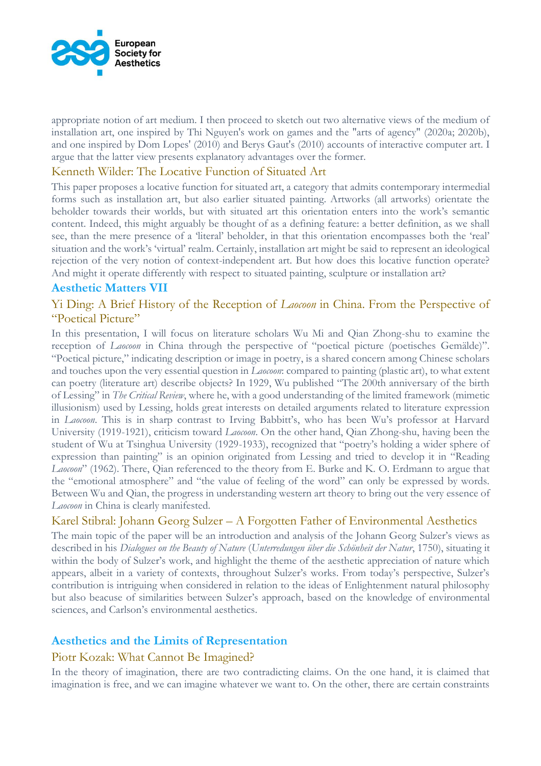appropriate notion of art medium. I then proceed to sketch out two alternative views of the medium of installation art, one inspired by Thi Nguyen's work on games and the "arts of agency" (2020a; 2020b), and one inspired by Dom Lopes' (2010) and Berys Gaut's (2010) accounts of interactive computer art. I argue that the latter view presents explanatory advantages over the former.

### Kenneth Wilder: The Locative Function of Situated Art

This paper proposes a locative function for situated art, a category that admits contemporary intermedial forms such as installation art, but also earlier situated painting. Artworks (all artworks) orientate the beholder towards their worlds, but with situated art this orientation enters into the work's semantic content. Indeed, this might arguably be thought of as a defining feature: a better definition, as we shall see, than the mere presence of a 'literal' beholder, in that this orientation encompasses both the 'real' situation and the work's 'virtual' realm. Certainly, installation art might be said to represent an ideological rejection of the very notion of context-independent art. But how does this locative function operate? And might it operate differently with respect to situated painting, sculpture or installation art?

## Aesthetic Matters VII

### Yi Ding: A Brief History of the Reception of *Laocoon* in China. From the Perspective of "Poetical Picture"

In this presentation, I will focus on literature scholars Wu Mi and Qian Zhong-shu to examine the reception of *Laocoon* in China through the perspective of "poetical picture (poetisches Gemälde)". "Poetical picture," indicating description or image in poetry, is a shared concern among Chinese scholars and touches upon the very essential question in *Laocoon*: compared to painting (plastic art), to what extent can poetry (literature art) describe objects? In 1929, Wu published "The 200th anniversary of the birth of Lessing" in *The Critical Review*, where he, with a good understanding of the limited framework (mimetic illusionism) used by Lessing, holds great interests on detailed arguments related to literature expression in *Laocoon*. This is in sharp contrast to Irving Babbitt's, who has been Wu's professor at Harvard University (1919-1921), criticism toward *Laocoon*. On the other hand, Qian Zhong-shu, having been the student of Wu at Tsinghua University (1929-1933), recognized that "poetry's holding a wider sphere of expression than painting" is an opinion originated from Lessing and tried to develop it in "Reading *Laocoon*" (1962). There, Qian referenced to the theory from E. Burke and K. O. Erdmann to argue that the "emotional atmosphere" and "the value of feeling of the word" can only be expressed by words. Between Wu and Qian, the progress in understanding western art theory to bring out the very essence of *Laocoon* in China is clearly manifested.

### Karel Stibral: Johann Georg Sulzer – A Forgotten Father of Environmental Aesthetics

The main topic of the paper will be an introduction and analysis of the Johann Georg Sulzer's views as described in his *Dialogues on the Beauty of Nature* (*Unterredungen über die Schönheit der Natur*, 1750), situating it within the body of Sulzer's work, and highlight the theme of the aesthetic appreciation of nature which appears, albeit in a variety of contexts, throughout Sulzer's works. From today's perspective, Sulzer's contribution is intriguing when considered in relation to the ideas of Enlightenment natural philosophy but also beacuse of similarities between Sulzer's approach, based on the knowledge of environmental sciences, and Carlson's environmental aesthetics.

## Aesthetics and the Limits of Representation

### Piotr Kozak: What Cannot Be Imagined?

In the theory of imagination, there are two contradicting claims. On the one hand, it is claimed that imagination is free, and we can imagine whatever we want to. On the other, there are certain constraints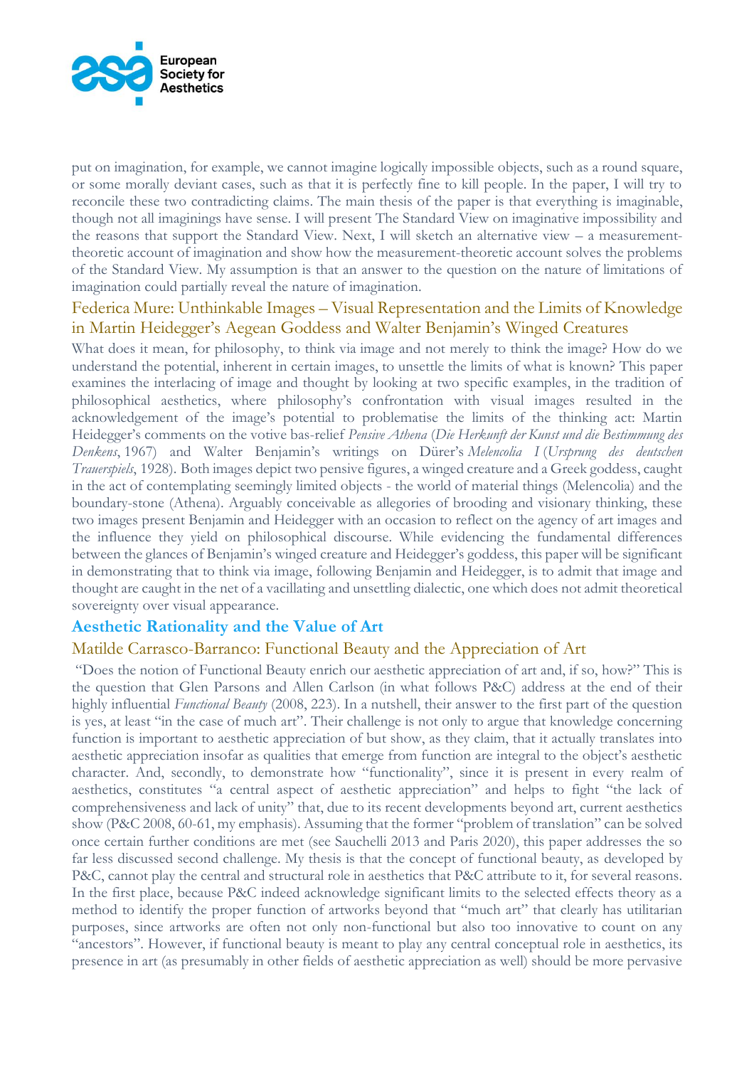put on imagination, for example, we cannot imagine logically impossible objects, such as a round square, or some morally deviant cases, such as that it is perfectly fine to kill people. In the paper, I will try to reconcile these two contradicting claims. The main thesis of the paper is that everything is imaginable, though not all imaginings have sense. I will present The Standard View on imaginative impossibility and the reasons that support the Standard View. Next, I will sketch an alternative view – a measurement-theoretic account of imagination and show how the measurement-theoretic account solves the problems of the Standard View. My assumption is that an answer to the question on the nature of limitations of imagination could partially reveal the nature of imagination.

### Federica Mure: Unthinkable Images – Visual Representation and the Limits of Knowledge in Martin Heidegger's Aegean Goddess and Walter Benjamin's Winged Creatures

What does it mean, for philosophy, to think via image and not merely to think the image? How do we understand the potential, inherent in certain images, to unsettle the limits of what is known? This paper examines the interlacing of image and thought by looking at two specific examples, in the tradition of philosophical aesthetics, where philosophy's confrontation with visual images resulted in the acknowledgement of the image's potential to problematise the limits of the thinking act: Martin Heidegger's comments on the votive bas-relief *Pensive Athena* (*Die Herkunft der Kunst und die Bestimmung des Denkens*, 1967) and Walter Benjamin's writings on Dürer's *Melencolia I* (*Ursprung des deutschen Trauerspiels*, 1928). Both images depict two pensive figures, a winged creature and a Greek goddess, caught in the act of contemplating seemingly limited objects - the world of material things (Melencolia) and the boundary-stone (Athena). Arguably conceivable as allegories of brooding and visionary thinking, these two images present Benjamin and Heidegger with an occasion to reflect on the agency of art images and the influence they yield on philosophical discourse. While evidencing the fundamental differences between the glances of Benjamin's winged creature and Heidegger's goddess, this paper will be significant in demonstrating that to think via image, following Benjamin and Heidegger, is to admit that image and thought are caught in the net of a vacillating and unsettling dialectic, one which does not admit theoretical sovereignty over visual appearance.

## Aesthetic Rationality and the Value of Art

### Matilde Carrasco-Barranco: Functional Beauty and the Appreciation of Art

"Does the notion of Functional Beauty enrich our aesthetic appreciation of art and, if so, how?" This is the question that Glen Parsons and Allen Carlson (in what follows P&C) address at the end of their highly influential *Functional Beauty* (2008, 223). In a nutshell, their answer to the first part of the question is yes, at least "in the case of much art". Their challenge is not only to argue that knowledge concerning function is important to aesthetic appreciation of but show, as they claim, that it actually translates into aesthetic appreciation insofar as qualities that emerge from function are integral to the object's aesthetic character. And, secondly, to demonstrate how "functionality", since it is present in every realm of aesthetics, constitutes "a central aspect of aesthetic appreciation" and helps to fight "the lack of comprehensiveness and lack of unity" that, due to its recent developments beyond art, current aesthetics show (P&C 2008, 60-61, my emphasis). Assuming that the former "problem of translation" can be solved once certain further conditions are met (see Sauchelli 2013 and Paris 2020), this paper addresses the so far less discussed second challenge. My thesis is that the concept of functional beauty, as developed by P&C, cannot play the central and structural role in aesthetics that P&C attribute to it, for several reasons. In the first place, because P&C indeed acknowledge significant limits to the selected effects theory as a method to identify the proper function of artworks beyond that "much art" that clearly has utilitarian purposes, since artworks are often not only non-functional but also too innovative to count on any "ancestors". However, if functional beauty is meant to play any central conceptual role in aesthetics, its presence in art (as presumably in other fields of aesthetic appreciation as well) should be more pervasive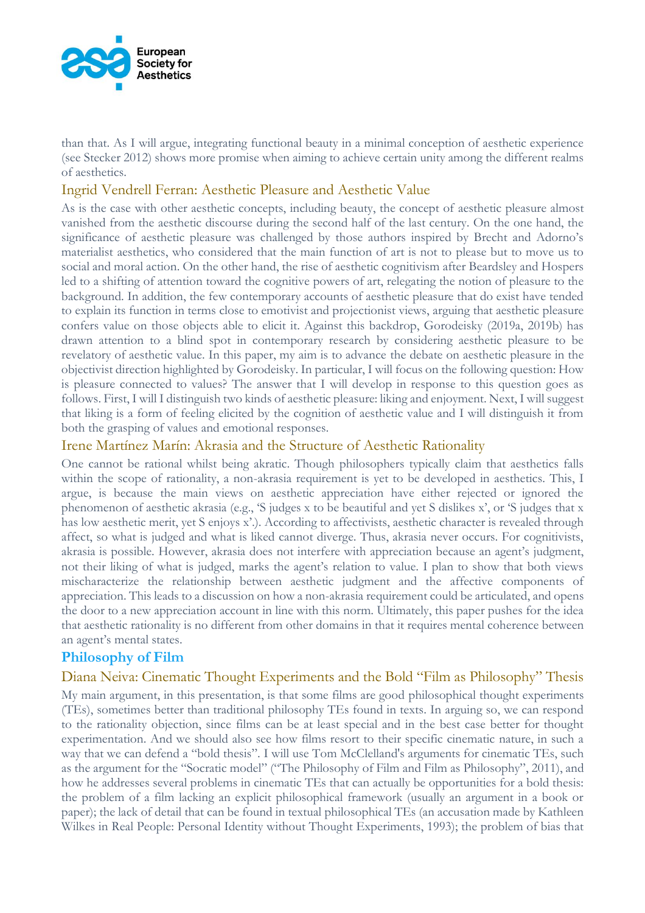than that. As I will argue, integrating functional beauty in a minimal conception of aesthetic experience (see Stecker 2012) shows more promise when aiming to achieve certain unity among the different realms of aesthetics.

### Ingrid Vendrell Ferran: Aesthetic Pleasure and Aesthetic Value

As is the case with other aesthetic concepts, including beauty, the concept of aesthetic pleasure almost vanished from the aesthetic discourse during the second half of the last century. On the one hand, the significance of aesthetic pleasure was challenged by those authors inspired by Brecht and Adorno's materialist aesthetics, who considered that the main function of art is not to please but to move us to social and moral action. On the other hand, the rise of aesthetic cognitivism after Beardsley and Hospers led to a shifting of attention toward the cognitive powers of art, relegating the notion of pleasure to the background. In addition, the few contemporary accounts of aesthetic pleasure that do exist have tended to explain its function in terms close to emotivist and projectionist views, arguing that aesthetic pleasure confers value on those objects able to elicit it. Against this backdrop, Gorodeisky (2019a, 2019b) has drawn attention to a blind spot in contemporary research by considering aesthetic pleasure to be revelatory of aesthetic value. In this paper, my aim is to advance the debate on aesthetic pleasure in the objectivist direction highlighted by Gorodeisky. In particular, I will focus on the following question: How is pleasure connected to values? The answer that I will develop in response to this question goes as follows. First, I will I distinguish two kinds of aesthetic pleasure: liking and enjoyment. Next, I will suggest that liking is a form of feeling elicited by the cognition of aesthetic value and I will distinguish it from both the grasping of values and emotional responses.

### Irene Martínez Marín: Akrasia and the Structure of Aesthetic Rationality

One cannot be rational whilst being akratic. Though philosophers typically claim that aesthetics falls within the scope of rationality, a non-akrasia requirement is yet to be developed in aesthetics. This, I argue, is because the main views on aesthetic appreciation have either rejected or ignored the phenomenon of aesthetic akrasia (e.g., 'S judges x to be beautiful and yet S dislikes x', or 'S judges that x has low aesthetic merit, yet S enjoys x'.). According to affectivists, aesthetic character is revealed through affect, so what is judged and what is liked cannot diverge. Thus, akrasia never occurs. For cognitivists, akrasia is possible. However, akrasia does not interfere with appreciation because an agent's judgment, not their liking of what is judged, marks the agent's relation to value. I plan to show that both views mischaracterize the relationship between aesthetic judgment and the affective components of appreciation. This leads to a discussion on how a non-akrasia requirement could be articulated, and opens the door to a new appreciation account in line with this norm. Ultimately, this paper pushes for the idea that aesthetic rationality is no different from other domains in that it requires mental coherence between an agent's mental states.

## Philosophy of Film

### Diana Neiva: Cinematic Thought Experiments and the Bold "Film as Philosophy" Thesis

My main argument, in this presentation, is that some films are good philosophical thought experiments (TEs), sometimes better than traditional philosophy TEs found in texts. In arguing so, we can respond to the rationality objection, since films can be at least special and in the best case better for thought experimentation. And we should also see how films resort to their specific cinematic nature, in such a way that we can defend a "bold thesis". I will use Tom McClelland's arguments for cinematic TEs, such as the argument for the "Socratic model" ("The Philosophy of Film and Film as Philosophy", 2011), and how he addresses several problems in cinematic TEs that can actually be opportunities for a bold thesis: the problem of a film lacking an explicit philosophical framework (usually an argument in a book or paper); the lack of detail that can be found in textual philosophical TEs (an accusation made by Kathleen Wilkes in Real People: Personal Identity without Thought Experiments, 1993); the problem of bias that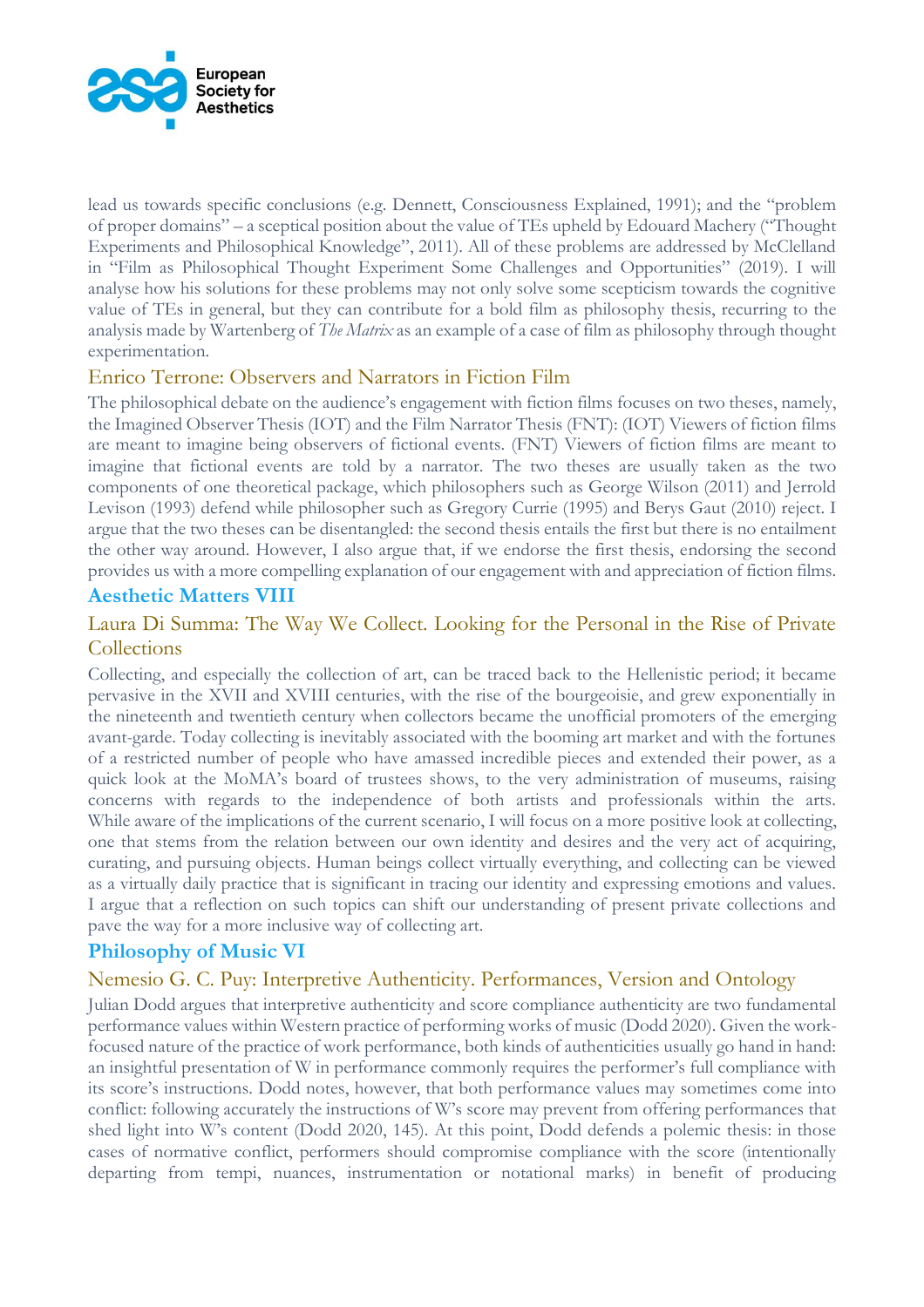lead us towards specific conclusions (e.g. Dennett, Consciousness Explained, 1991); and the "problem of proper domains" – a sceptical position about the value of TEs upheld by Edouard Machery ("Thought Experiments and Philosophical Knowledge", 2011). All of these problems are addressed by McClelland in "Film as Philosophical Thought Experiment Some Challenges and Opportunities" (2019). I will analyse how his solutions for these problems may not only solve some scepticism towards the cognitive value of TEs in general, but they can contribute for a bold film as philosophy thesis, recurring to the analysis made by Wartenberg of *The Matrix* as an example of a case of film as philosophy through thought experimentation.

### Enrico Terrone: Observers and Narrators in Fiction Film

The philosophical debate on the audience's engagement with fiction films focuses on two theses, namely, the Imagined Observer Thesis (IOT) and the Film Narrator Thesis (FNT): (IOT) Viewers of fiction films are meant to imagine being observers of fictional events. (FNT) Viewers of fiction films are meant to imagine that fictional events are told by a narrator. The two theses are usually taken as the two components of one theoretical package, which philosophers such as George Wilson (2011) and Jerrold Levison (1993) defend while philosopher such as Gregory Currie (1995) and Berys Gaut (2010) reject. I argue that the two theses can be disentangled: the second thesis entails the first but there is no entailment the other way around. However, I also argue that, if we endorse the first thesis, endorsing the second provides us with a more compelling explanation of our engagement with and appreciation of fiction films.

## Aesthetic Matters VIII

### Laura Di Summa: The Way We Collect. Looking for the Personal in the Rise of Private Collections

Collecting, and especially the collection of art, can be traced back to the Hellenistic period; it became pervasive in the XVII and XVIII centuries, with the rise of the bourgeoisie, and grew exponentially in the nineteenth and twentieth century when collectors became the unofficial promoters of the emerging avant-garde. Today collecting is inevitably associated with the booming art market and with the fortunes of a restricted number of people who have amassed incredible pieces and extended their power, as a quick look at the MoMA's board of trustees shows, to the very administration of museums, raising concerns with regards to the independence of both artists and professionals within the arts. While aware of the implications of the current scenario, I will focus on a more positive look at collecting, one that stems from the relation between our own identity and desires and the very act of acquiring, curating, and pursuing objects. Human beings collect virtually everything, and collecting can be viewed as a virtually daily practice that is significant in tracing our identity and expressing emotions and values. I argue that a reflection on such topics can shift our understanding of present private collections and pave the way for a more inclusive way of collecting art.

## Philosophy of Music VI

### Nemesio G. C. Puy: Interpretive Authenticity. Performances, Version and Ontology

Julian Dodd argues that interpretive authenticity and score compliance authenticity are two fundamental performance values within Western practice of performing works of music (Dodd 2020). Given the work-focused nature of the practice of work performance, both kinds of authenticities usually go hand in hand: an insightful presentation of W in performance commonly requires the performer's full compliance with its score's instructions. Dodd notes, however, that both performance values may sometimes come into conflict: following accurately the instructions of W's score may prevent from offering performances that shed light into W's content (Dodd 2020, 145). At this point, Dodd defends a polemic thesis: in those cases of normative conflict, performers should compromise compliance with the score (intentionally departing from tempi, nuances, instrumentation or notational marks) in benefit of producing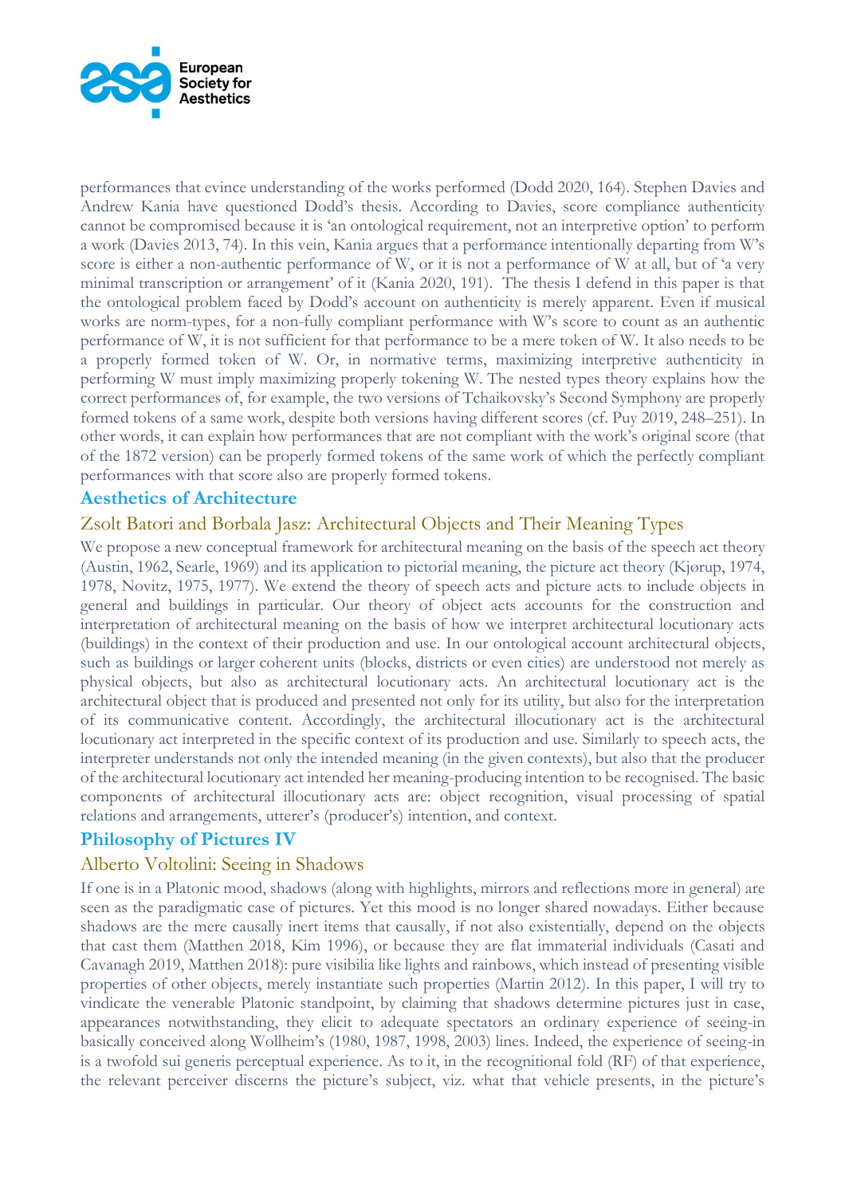performances that evince understanding of the works performed (Dodd 2020, 164). Stephen Davies and Andrew Kania have questioned Dodd's thesis. According to Davies, score compliance authenticity cannot be compromised because it is 'an ontological requirement, not an interpretive option' to perform a work (Davies 2013, 74). In this vein, Kania argues that a performance intentionally departing from W's score is either a non-authentic performance of W, or it is not a performance of W at all, but of 'a very minimal transcription or arrangement' of it (Kania 2020, 191). The thesis I defend in this paper is that the ontological problem faced by Dodd's account on authenticity is merely apparent. Even if musical works are norm-types, for a non-fully compliant performance with W's score to count as an authentic performance of W, it is not sufficient for that performance to be a mere token of W. It also needs to be a properly formed token of W. Or, in normative terms, maximizing interpretive authenticity in performing W must imply maximizing properly tokening W. The nested types theory explains how the correct performances of, for example, the two versions of Tchaikovsky's Second Symphony are properly formed tokens of a same work, despite both versions having different scores (cf. Puy 2019, 248–251). In other words, it can explain how performances that are not compliant with the work's original score (that of the 1872 version) can be properly formed tokens of the same work of which the perfectly compliant performances with that score also are properly formed tokens.

## Aesthetics of Architecture

### Zsolt Batori and Borbala Jasz: Architectural Objects and Their Meaning Types

We propose a new conceptual framework for architectural meaning on the basis of the speech act theory (Austin, 1962, Searle, 1969) and its application to pictorial meaning, the picture act theory (Kjørup, 1974, 1978, Novitz, 1975, 1977). We extend the theory of speech acts and picture acts to include objects in general and buildings in particular. Our theory of object acts accounts for the construction and interpretation of architectural meaning on the basis of how we interpret architectural locutionary acts (buildings) in the context of their production and use. In our ontological account architectural objects, such as buildings or larger coherent units (blocks, districts or even cities) are understood not merely as physical objects, but also as architectural locutionary acts. An architectural locutionary act is the architectural object that is produced and presented not only for its utility, but also for the interpretation of its communicative content. Accordingly, the architectural illocutionary act is the architectural locutionary act interpreted in the specific context of its production and use. Similarly to speech acts, the interpreter understands not only the intended meaning (in the given contexts), but also that the producer of the architectural locutionary act intended her meaning-producing intention to be recognised. The basic components of architectural illocutionary acts are: object recognition, visual processing of spatial relations and arrangements, utterer's (producer's) intention, and context.

## Philosophy of Pictures IV

### Alberto Voltolini: Seeing in Shadows

If one is in a Platonic mood, shadows (along with highlights, mirrors and reflections more in general) are seen as the paradigmatic case of pictures. Yet this mood is no longer shared nowadays. Either because shadows are the mere causally inert items that causally, if not also existentially, depend on the objects that cast them (Matthen 2018, Kim 1996), or because they are flat immaterial individuals (Casati and Cavanagh 2019, Matthen 2018): pure visibilia like lights and rainbows, which instead of presenting visible properties of other objects, merely instantiate such properties (Martin 2012). In this paper, I will try to vindicate the venerable Platonic standpoint, by claiming that shadows determine pictures just in case, appearances notwithstanding, they elicit to adequate spectators an ordinary experience of seeing-in basically conceived along Wollheim's (1980, 1987, 1998, 2003) lines. Indeed, the experience of seeing-in is a twofold sui generis perceptual experience. As to it, in the recognitional fold (RF) of that experience, the relevant perceiver discerns the picture's subject, viz. what that vehicle presents, in the picture's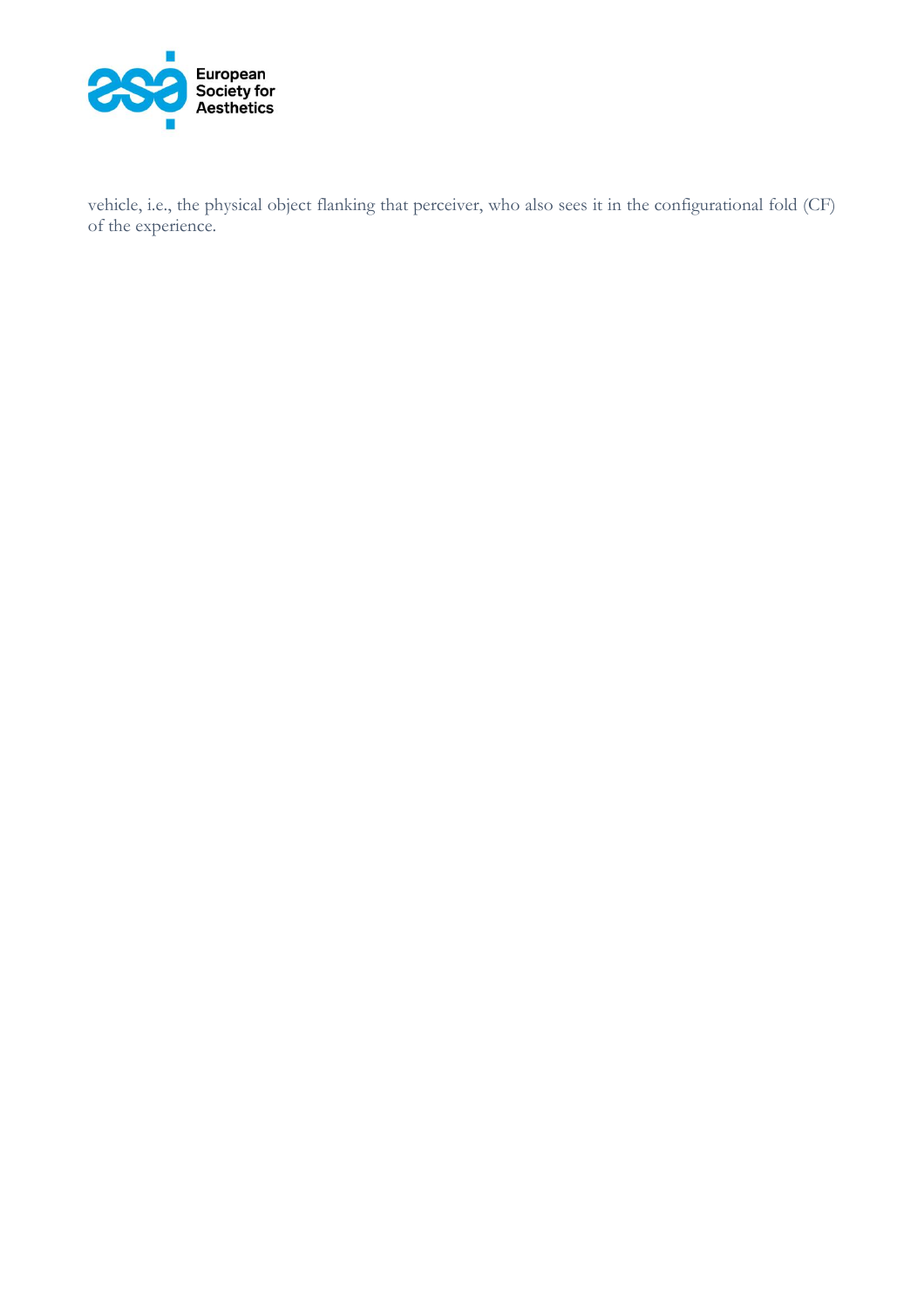vehicle, i.e., the physical object flanking that perceiver, who also sees it in the configurational fold (CF) of the experience.